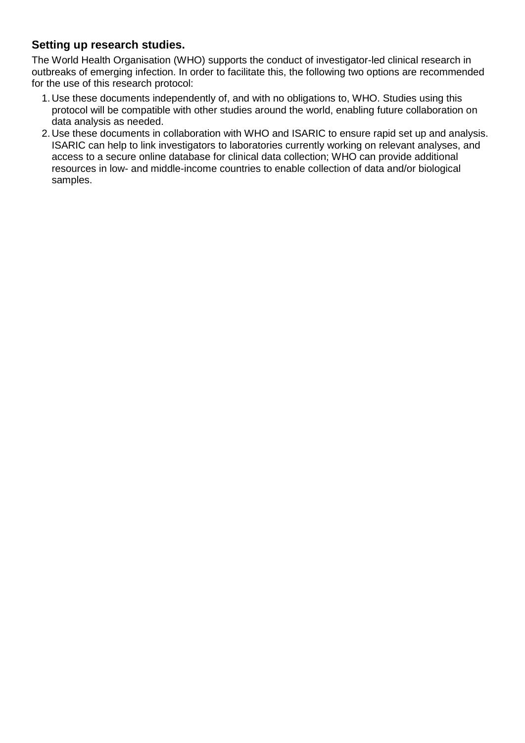### Setting up research studies.

The World Health Organisation (WHO) supports the conduct of investigator-led clinical research in outbreaks of emerging infection. In order to facilitate this, the following two options are recommended for the use of this research protocol:

1. Use these documents independently of, and with no obligations to, WHO. Studies using this protocol will be compatible with other studies around the world, enabling future collaboration on data analysis as needed.
2. Use these documents in collaboration with WHO and ISARIC to ensure rapid set up and analysis. ISARIC can help to link investigators to laboratories currently working on relevant analyses, and access to a secure online database for clinical data collection; WHO can provide additional resources in low- and middle-income countries to enable collection of data and/or biological samples.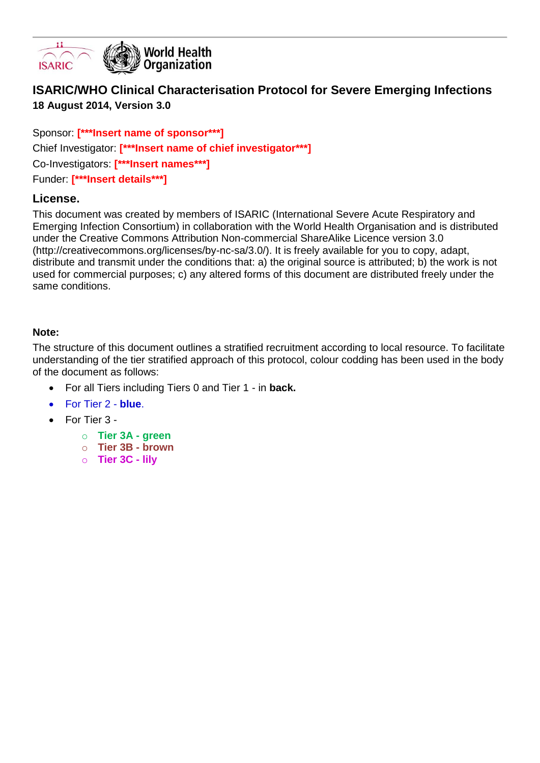# ISARIC/WHO Clinical Characterisation Protocol for Severe Emerging Infections

**18 August 2014, Version 3.0**

Sponsor: **[***Insert name of sponsor***]**

Chief Investigator: **[***Insert name of chief investigator***]**

Co-Investigators: **[***Insert names***]**

Funder: **[***Insert details***]**

## License.

This document was created by members of ISARIC (International Severe Acute Respiratory and Emerging Infection Consortium) in collaboration with the World Health Organisation and is distributed under the Creative Commons Attribution Non-commercial ShareAlike Licence version 3.0 (http://creativecommons.org/licenses/by-nc-sa/3.0/). It is freely available for you to copy, adapt, distribute and transmit under the conditions that: a) the original source is attributed; b) the work is not used for commercial purposes; c) any altered forms of this document are distributed freely under the same conditions.

**Note:**

The structure of this document outlines a stratified recruitment according to local resource. To facilitate understanding of the tier stratified approach of this protocol, colour codding has been used in the body of the document as follows:

- For all Tiers including Tiers 0 and Tier 1 - in **back.**
- For Tier 2 - **blue**.
- For Tier 3 -
  - **Tier 3A - green**
  - **Tier 3B - brown**
  - **Tier 3C - lily**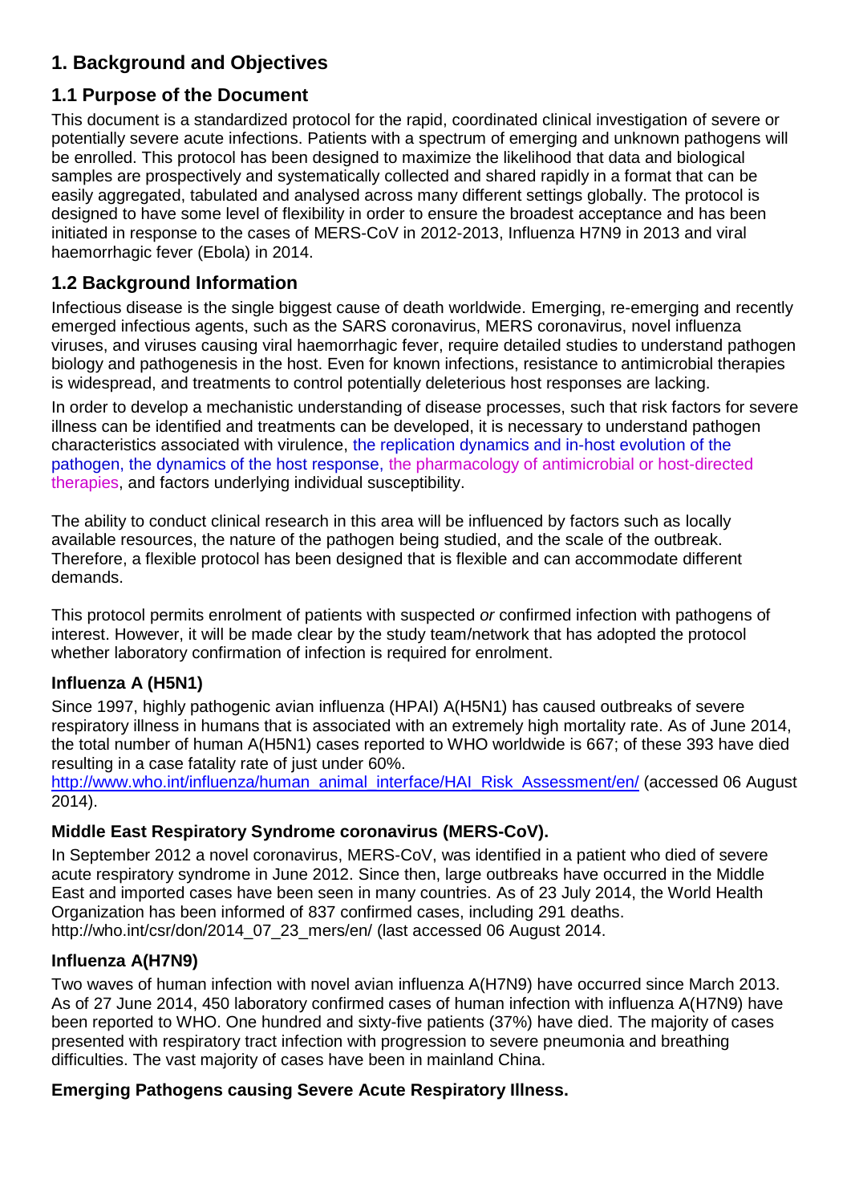## 1. Background and Objectives

### 1.1 Purpose of the Document

This document is a standardized protocol for the rapid, coordinated clinical investigation of severe or potentially severe acute infections. Patients with a spectrum of emerging and unknown pathogens will be enrolled. This protocol has been designed to maximize the likelihood that data and biological samples are prospectively and systematically collected and shared rapidly in a format that can be easily aggregated, tabulated and analysed across many different settings globally. The protocol is designed to have some level of flexibility in order to ensure the broadest acceptance and has been initiated in response to the cases of MERS-CoV in 2012-2013, Influenza H7N9 in 2013 and viral haemorrhagic fever (Ebola) in 2014.

### 1.2 Background Information

Infectious disease is the single biggest cause of death worldwide. Emerging, re-emerging and recently emerged infectious agents, such as the SARS coronavirus, MERS coronavirus, novel influenza viruses, and viruses causing viral haemorrhagic fever, require detailed studies to understand pathogen biology and pathogenesis in the host. Even for known infections, resistance to antimicrobial therapies is widespread, and treatments to control potentially deleterious host responses are lacking.

In order to develop a mechanistic understanding of disease processes, such that risk factors for severe illness can be identified and treatments can be developed, it is necessary to understand pathogen characteristics associated with virulence, the replication dynamics and in-host evolution of the pathogen, the dynamics of the host response, the pharmacology of antimicrobial or host-directed therapies, and factors underlying individual susceptibility.

The ability to conduct clinical research in this area will be influenced by factors such as locally available resources, the nature of the pathogen being studied, and the scale of the outbreak. Therefore, a flexible protocol has been designed that is flexible and can accommodate different demands.

This protocol permits enrolment of patients with suspected *or* confirmed infection with pathogens of interest. However, it will be made clear by the study team/network that has adopted the protocol whether laboratory confirmation of infection is required for enrolment.

#### Influenza A (H5N1)

Since 1997, highly pathogenic avian influenza (HPAI) A(H5N1) has caused outbreaks of severe respiratory illness in humans that is associated with an extremely high mortality rate. As of June 2014, the total number of human A(H5N1) cases reported to WHO worldwide is 667; of these 393 have died resulting in a case fatality rate of just under 60%. http://www.who.int/influenza/human_animal_interface/HAI_Risk_Assessment/en/ (accessed 06 August 2014).

#### Middle East Respiratory Syndrome coronavirus (MERS-CoV).

In September 2012 a novel coronavirus, MERS-CoV, was identified in a patient who died of severe acute respiratory syndrome in June 2012. Since then, large outbreaks have occurred in the Middle East and imported cases have been seen in many countries. As of 23 July 2014, the World Health Organization has been informed of 837 confirmed cases, including 291 deaths. http://who.int/csr/don/2014_07_23_mers/en/ (last accessed 06 August 2014.

#### Influenza A(H7N9)

Two waves of human infection with novel avian influenza A(H7N9) have occurred since March 2013. As of 27 June 2014, 450 laboratory confirmed cases of human infection with influenza A(H7N9) have been reported to WHO. One hundred and sixty-five patients (37%) have died. The majority of cases presented with respiratory tract infection with progression to severe pneumonia and breathing difficulties. The vast majority of cases have been in mainland China.

#### Emerging Pathogens causing Severe Acute Respiratory Illness.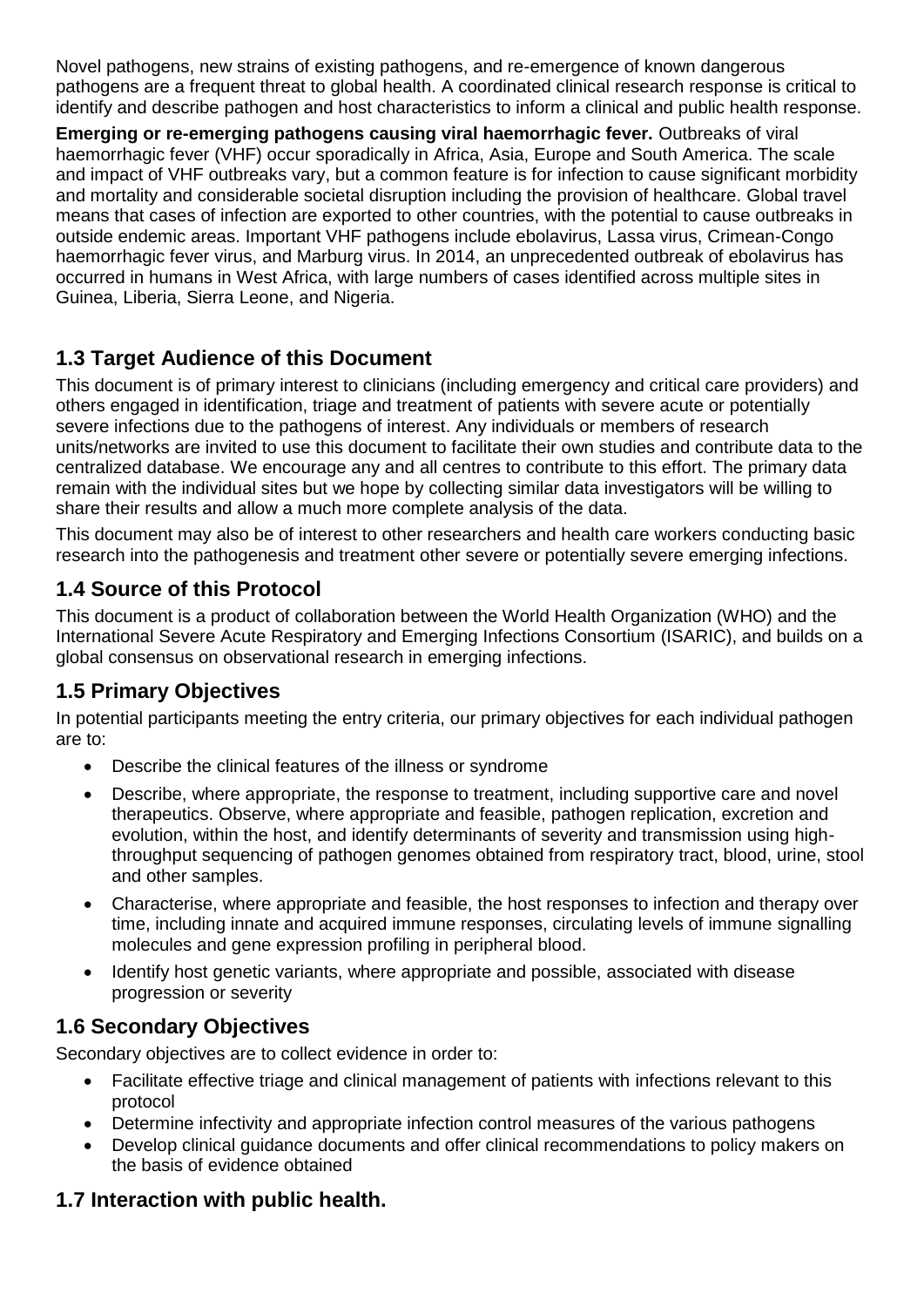Novel pathogens, new strains of existing pathogens, and re-emergence of known dangerous pathogens are a frequent threat to global health. A coordinated clinical research response is critical to identify and describe pathogen and host characteristics to inform a clinical and public health response.

**Emerging or re-emerging pathogens causing viral haemorrhagic fever.** Outbreaks of viral haemorrhagic fever (VHF) occur sporadically in Africa, Asia, Europe and South America. The scale and impact of VHF outbreaks vary, but a common feature is for infection to cause significant morbidity and mortality and considerable societal disruption including the provision of healthcare. Global travel means that cases of infection are exported to other countries, with the potential to cause outbreaks in outside endemic areas. Important VHF pathogens include ebolavirus, Lassa virus, Crimean-Congo haemorrhagic fever virus, and Marburg virus. In 2014, an unprecedented outbreak of ebolavirus has occurred in humans in West Africa, with large numbers of cases identified across multiple sites in Guinea, Liberia, Sierra Leone, and Nigeria.

## 1.3 Target Audience of this Document

This document is of primary interest to clinicians (including emergency and critical care providers) and others engaged in identification, triage and treatment of patients with severe acute or potentially severe infections due to the pathogens of interest. Any individuals or members of research units/networks are invited to use this document to facilitate their own studies and contribute data to the centralized database. We encourage any and all centres to contribute to this effort. The primary data remain with the individual sites but we hope by collecting similar data investigators will be willing to share their results and allow a much more complete analysis of the data.

This document may also be of interest to other researchers and health care workers conducting basic research into the pathogenesis and treatment other severe or potentially severe emerging infections.

## 1.4 Source of this Protocol

This document is a product of collaboration between the World Health Organization (WHO) and the International Severe Acute Respiratory and Emerging Infections Consortium (ISARIC), and builds on a global consensus on observational research in emerging infections.

## 1.5 Primary Objectives

In potential participants meeting the entry criteria, our primary objectives for each individual pathogen are to:

- Describe the clinical features of the illness or syndrome
- Describe, where appropriate, the response to treatment, including supportive care and novel therapeutics. Observe, where appropriate and feasible, pathogen replication, excretion and evolution, within the host, and identify determinants of severity and transmission using high-throughput sequencing of pathogen genomes obtained from respiratory tract, blood, urine, stool and other samples.
- Characterise, where appropriate and feasible, the host responses to infection and therapy over time, including innate and acquired immune responses, circulating levels of immune signalling molecules and gene expression profiling in peripheral blood.
- Identify host genetic variants, where appropriate and possible, associated with disease progression or severity

## 1.6 Secondary Objectives

Secondary objectives are to collect evidence in order to:

- Facilitate effective triage and clinical management of patients with infections relevant to this protocol
- Determine infectivity and appropriate infection control measures of the various pathogens
- Develop clinical guidance documents and offer clinical recommendations to policy makers on the basis of evidence obtained

## 1.7 Interaction with public health.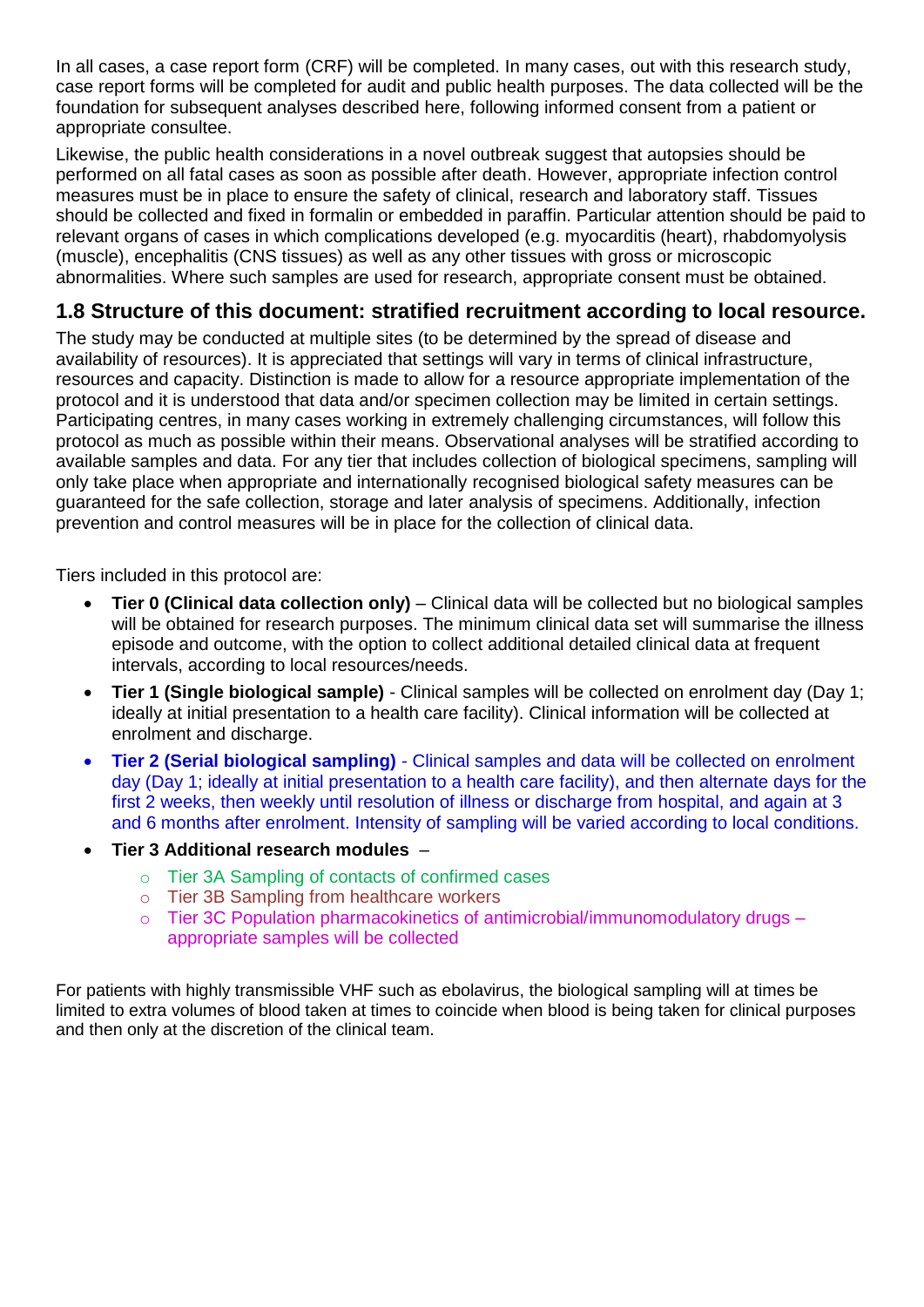In all cases, a case report form (CRF) will be completed. In many cases, out with this research study, case report forms will be completed for audit and public health purposes. The data collected will be the foundation for subsequent analyses described here, following informed consent from a patient or appropriate consultee.

Likewise, the public health considerations in a novel outbreak suggest that autopsies should be performed on all fatal cases as soon as possible after death. However, appropriate infection control measures must be in place to ensure the safety of clinical, research and laboratory staff. Tissues should be collected and fixed in formalin or embedded in paraffin. Particular attention should be paid to relevant organs of cases in which complications developed (e.g. myocarditis (heart), rhabdomyolysis (muscle), encephalitis (CNS tissues) as well as any other tissues with gross or microscopic abnormalities. Where such samples are used for research, appropriate consent must be obtained.

## 1.8 Structure of this document: stratified recruitment according to local resource.

The study may be conducted at multiple sites (to be determined by the spread of disease and availability of resources). It is appreciated that settings will vary in terms of clinical infrastructure, resources and capacity. Distinction is made to allow for a resource appropriate implementation of the protocol and it is understood that data and/or specimen collection may be limited in certain settings. Participating centres, in many cases working in extremely challenging circumstances, will follow this protocol as much as possible within their means. Observational analyses will be stratified according to available samples and data. For any tier that includes collection of biological specimens, sampling will only take place when appropriate and internationally recognised biological safety measures can be guaranteed for the safe collection, storage and later analysis of specimens. Additionally, infection prevention and control measures will be in place for the collection of clinical data.

Tiers included in this protocol are:

- **Tier 0 (Clinical data collection only)** – Clinical data will be collected but no biological samples will be obtained for research purposes. The minimum clinical data set will summarise the illness episode and outcome, with the option to collect additional detailed clinical data at frequent intervals, according to local resources/needs.
- **Tier 1 (Single biological sample)** - Clinical samples will be collected on enrolment day (Day 1; ideally at initial presentation to a health care facility). Clinical information will be collected at enrolment and discharge.
- **Tier 2 (Serial biological sampling)** - Clinical samples and data will be collected on enrolment day (Day 1; ideally at initial presentation to a health care facility), and then alternate days for the first 2 weeks, then weekly until resolution of illness or discharge from hospital, and again at 3 and 6 months after enrolment. Intensity of sampling will be varied according to local conditions.
- **Tier 3 Additional research modules** –
  - Tier 3A Sampling of contacts of confirmed cases
  - Tier 3B Sampling from healthcare workers
  - Tier 3C Population pharmacokinetics of antimicrobial/immunomodulatory drugs – appropriate samples will be collected

For patients with highly transmissible VHF such as ebolavirus, the biological sampling will at times be limited to extra volumes of blood taken at times to coincide when blood is being taken for clinical purposes and then only at the discretion of the clinical team.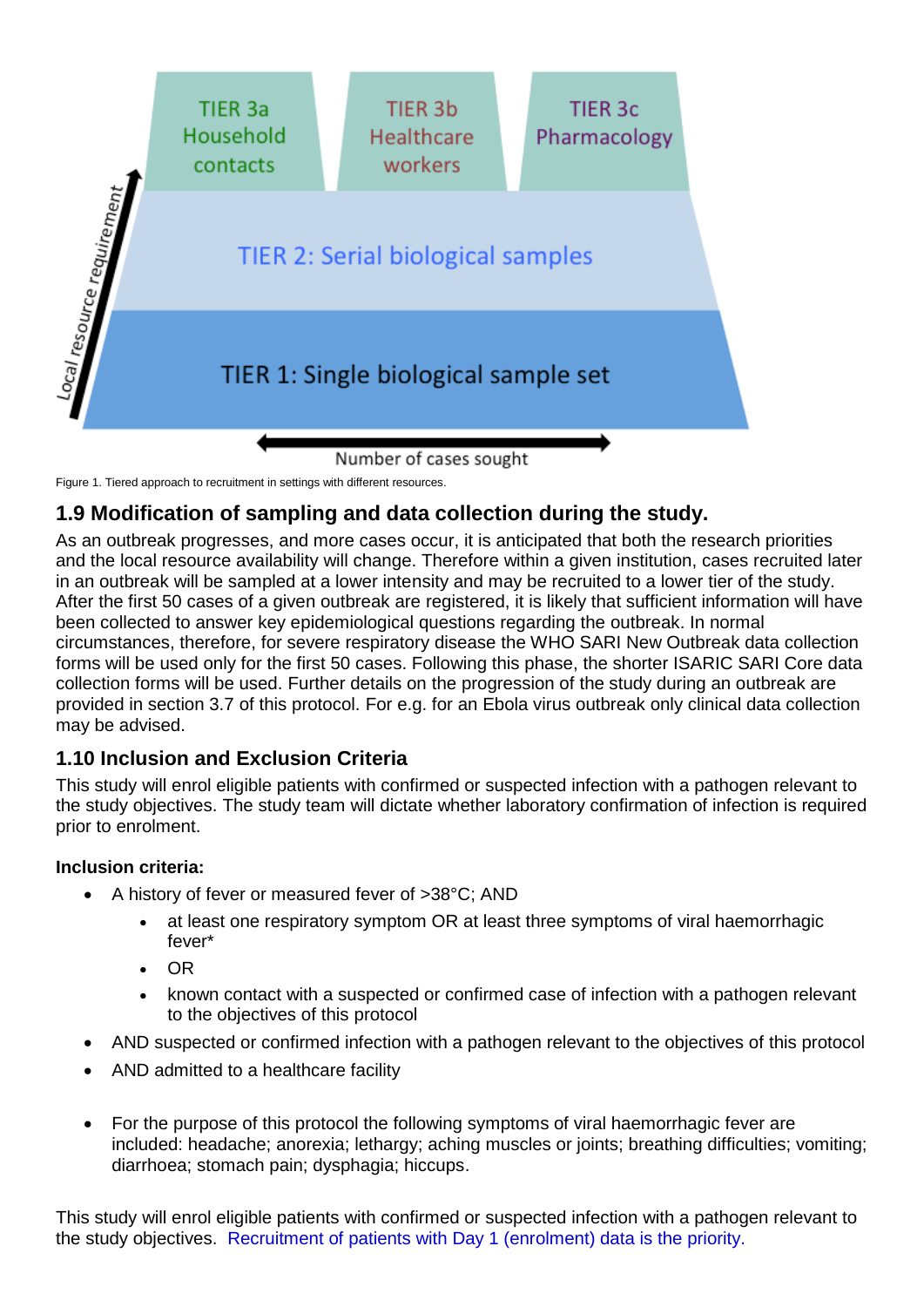TIER 3a Household contacts | TIER 3b Healthcare workers | TIER 3c Pharmacology

TIER 2: Serial biological samples

TIER 1: Single biological sample set

Local resource requirement

Number of cases sought

Figure 1. Tiered approach to recruitment in settings with different resources.

## 1.9 Modification of sampling and data collection during the study.

As an outbreak progresses, and more cases occur, it is anticipated that both the research priorities and the local resource availability will change. Therefore within a given institution, cases recruited later in an outbreak will be sampled at a lower intensity and may be recruited to a lower tier of the study. After the first 50 cases of a given outbreak are registered, it is likely that sufficient information will have been collected to answer key epidemiological questions regarding the outbreak. In normal circumstances, therefore, for severe respiratory disease the WHO SARI New Outbreak data collection forms will be used only for the first 50 cases. Following this phase, the shorter ISARIC SARI Core data collection forms will be used. Further details on the progression of the study during an outbreak are provided in section 3.7 of this protocol. For e.g. for an Ebola virus outbreak only clinical data collection may be advised.

## 1.10 Inclusion and Exclusion Criteria

This study will enrol eligible patients with confirmed or suspected infection with a pathogen relevant to the study objectives. The study team will dictate whether laboratory confirmation of infection is required prior to enrolment.

**Inclusion criteria:**

- A history of fever or measured fever of >38°C; AND
    - at least one respiratory symptom OR at least three symptoms of viral haemorrhagic fever*
    - OR
    - known contact with a suspected or confirmed case of infection with a pathogen relevant to the objectives of this protocol
- AND suspected or confirmed infection with a pathogen relevant to the objectives of this protocol
- AND admitted to a healthcare facility

- For the purpose of this protocol the following symptoms of viral haemorrhagic fever are included: headache; anorexia; lethargy; aching muscles or joints; breathing difficulties; vomiting; diarrhoea; stomach pain; dysphagia; hiccups.

This study will enrol eligible patients with confirmed or suspected infection with a pathogen relevant to the study objectives. Recruitment of patients with Day 1 (enrolment) data is the priority.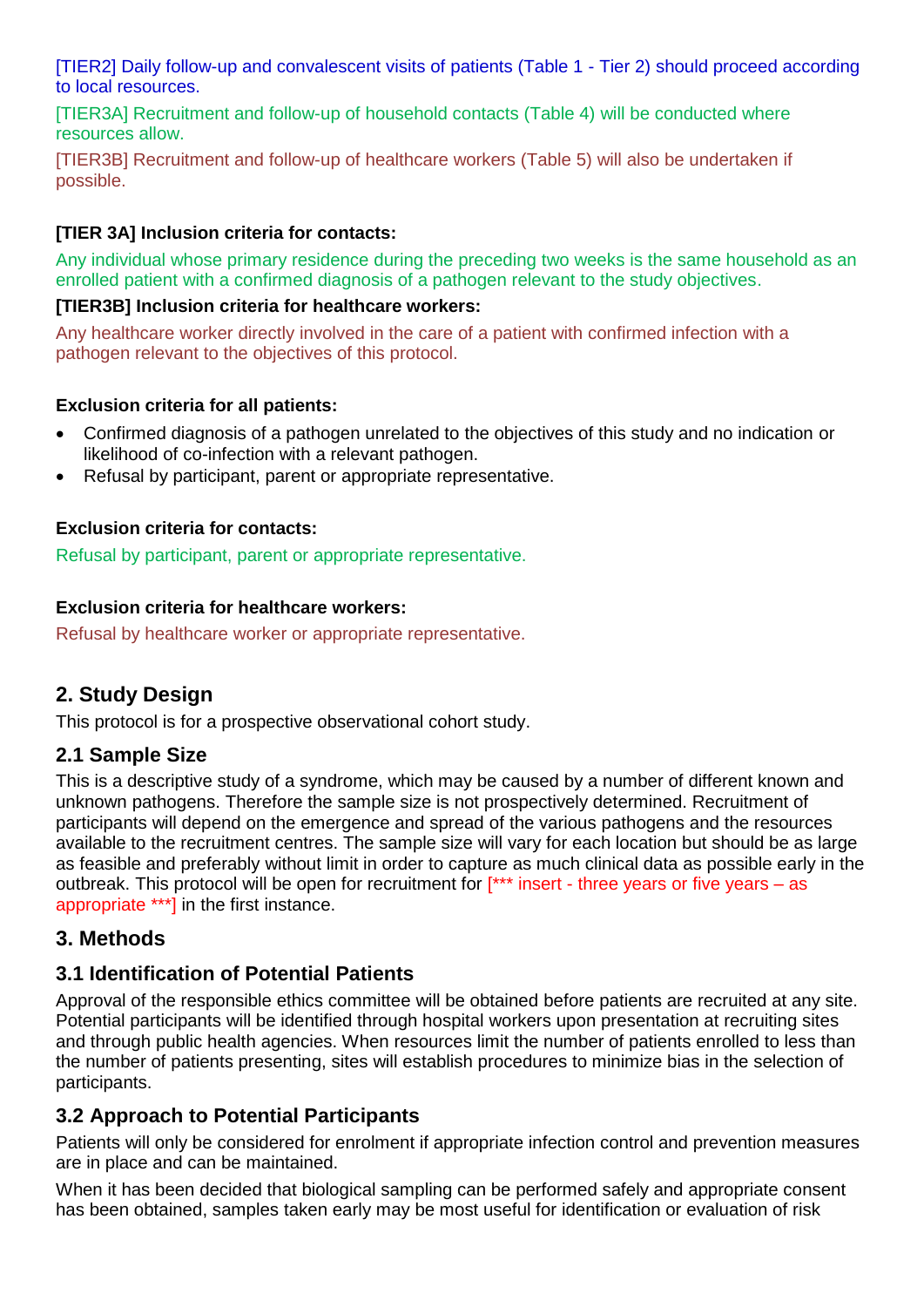[TIER2] Daily follow-up and convalescent visits of patients (Table 1 - Tier 2) should proceed according to local resources.

[TIER3A] Recruitment and follow-up of household contacts (Table 4) will be conducted where resources allow.

[TIER3B] Recruitment and follow-up of healthcare workers (Table 5) will also be undertaken if possible.

**[TIER 3A] Inclusion criteria for contacts:**

Any individual whose primary residence during the preceding two weeks is the same household as an enrolled patient with a confirmed diagnosis of a pathogen relevant to the study objectives.

**[TIER3B] Inclusion criteria for healthcare workers:**

Any healthcare worker directly involved in the care of a patient with confirmed infection with a pathogen relevant to the objectives of this protocol.

**Exclusion criteria for all patients:**

- Confirmed diagnosis of a pathogen unrelated to the objectives of this study and no indication or likelihood of co-infection with a relevant pathogen.
- Refusal by participant, parent or appropriate representative.

**Exclusion criteria for contacts:**

Refusal by participant, parent or appropriate representative.

**Exclusion criteria for healthcare workers:**

Refusal by healthcare worker or appropriate representative.

## 2. Study Design

This protocol is for a prospective observational cohort study.

### 2.1 Sample Size

This is a descriptive study of a syndrome, which may be caused by a number of different known and unknown pathogens. Therefore the sample size is not prospectively determined. Recruitment of participants will depend on the emergence and spread of the various pathogens and the resources available to the recruitment centres. The sample size will vary for each location but should be as large as feasible and preferably without limit in order to capture as much clinical data as possible early in the outbreak. This protocol will be open for recruitment for [*** insert - three years or five years – as appropriate ***] in the first instance.

## 3. Methods

### 3.1 Identification of Potential Patients

Approval of the responsible ethics committee will be obtained before patients are recruited at any site. Potential participants will be identified through hospital workers upon presentation at recruiting sites and through public health agencies. When resources limit the number of patients enrolled to less than the number of patients presenting, sites will establish procedures to minimize bias in the selection of participants.

### 3.2 Approach to Potential Participants

Patients will only be considered for enrolment if appropriate infection control and prevention measures are in place and can be maintained.

When it has been decided that biological sampling can be performed safely and appropriate consent has been obtained, samples taken early may be most useful for identification or evaluation of risk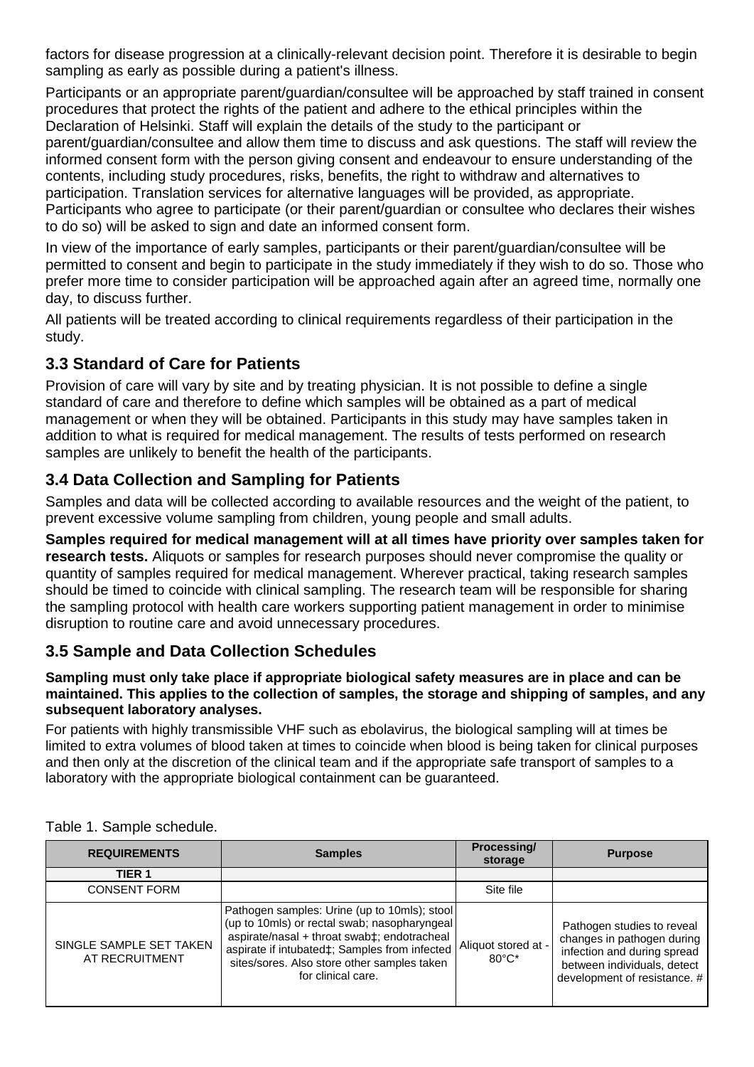factors for disease progression at a clinically-relevant decision point. Therefore it is desirable to begin sampling as early as possible during a patient's illness.

Participants or an appropriate parent/guardian/consultee will be approached by staff trained in consent procedures that protect the rights of the patient and adhere to the ethical principles within the Declaration of Helsinki. Staff will explain the details of the study to the participant or parent/guardian/consultee and allow them time to discuss and ask questions. The staff will review the informed consent form with the person giving consent and endeavour to ensure understanding of the contents, including study procedures, risks, benefits, the right to withdraw and alternatives to participation. Translation services for alternative languages will be provided, as appropriate. Participants who agree to participate (or their parent/guardian or consultee who declares their wishes to do so) will be asked to sign and date an informed consent form.

In view of the importance of early samples, participants or their parent/guardian/consultee will be permitted to consent and begin to participate in the study immediately if they wish to do so. Those who prefer more time to consider participation will be approached again after an agreed time, normally one day, to discuss further.

All patients will be treated according to clinical requirements regardless of their participation in the study.

## 3.3 Standard of Care for Patients

Provision of care will vary by site and by treating physician. It is not possible to define a single standard of care and therefore to define which samples will be obtained as a part of medical management or when they will be obtained. Participants in this study may have samples taken in addition to what is required for medical management. The results of tests performed on research samples are unlikely to benefit the health of the participants.

## 3.4 Data Collection and Sampling for Patients

Samples and data will be collected according to available resources and the weight of the patient, to prevent excessive volume sampling from children, young people and small adults.

**Samples required for medical management will at all times have priority over samples taken for research tests.** Aliquots or samples for research purposes should never compromise the quality or quantity of samples required for medical management. Wherever practical, taking research samples should be timed to coincide with clinical sampling. The research team will be responsible for sharing the sampling protocol with health care workers supporting patient management in order to minimise disruption to routine care and avoid unnecessary procedures.

## 3.5 Sample and Data Collection Schedules

**Sampling must only take place if appropriate biological safety measures are in place and can be maintained. This applies to the collection of samples, the storage and shipping of samples, and any subsequent laboratory analyses.**

For patients with highly transmissible VHF such as ebolavirus, the biological sampling will at times be limited to extra volumes of blood taken at times to coincide when blood is being taken for clinical purposes and then only at the discretion of the clinical team and if the appropriate safe transport of samples to a laboratory with the appropriate biological containment can be guaranteed.

Table 1. Sample schedule.

| REQUIREMENTS | Samples | Processing/ storage | Purpose |
|---|---|---|---|
| **TIER 1** | | | |
| CONSENT FORM | | Site file | |
| SINGLE SAMPLE SET TAKEN AT RECRUITMENT | Pathogen samples: Urine (up to 10mls); stool (up to 10mls) or rectal swab; nasopharyngeal aspirate/nasal + throat swab‡; endotracheal aspirate if intubated‡; Samples from infected sites/sores. Also store other samples taken for clinical care. | Aliquot stored at -80°C* | Pathogen studies to reveal changes in pathogen during infection and during spread between individuals, detect development of resistance. # |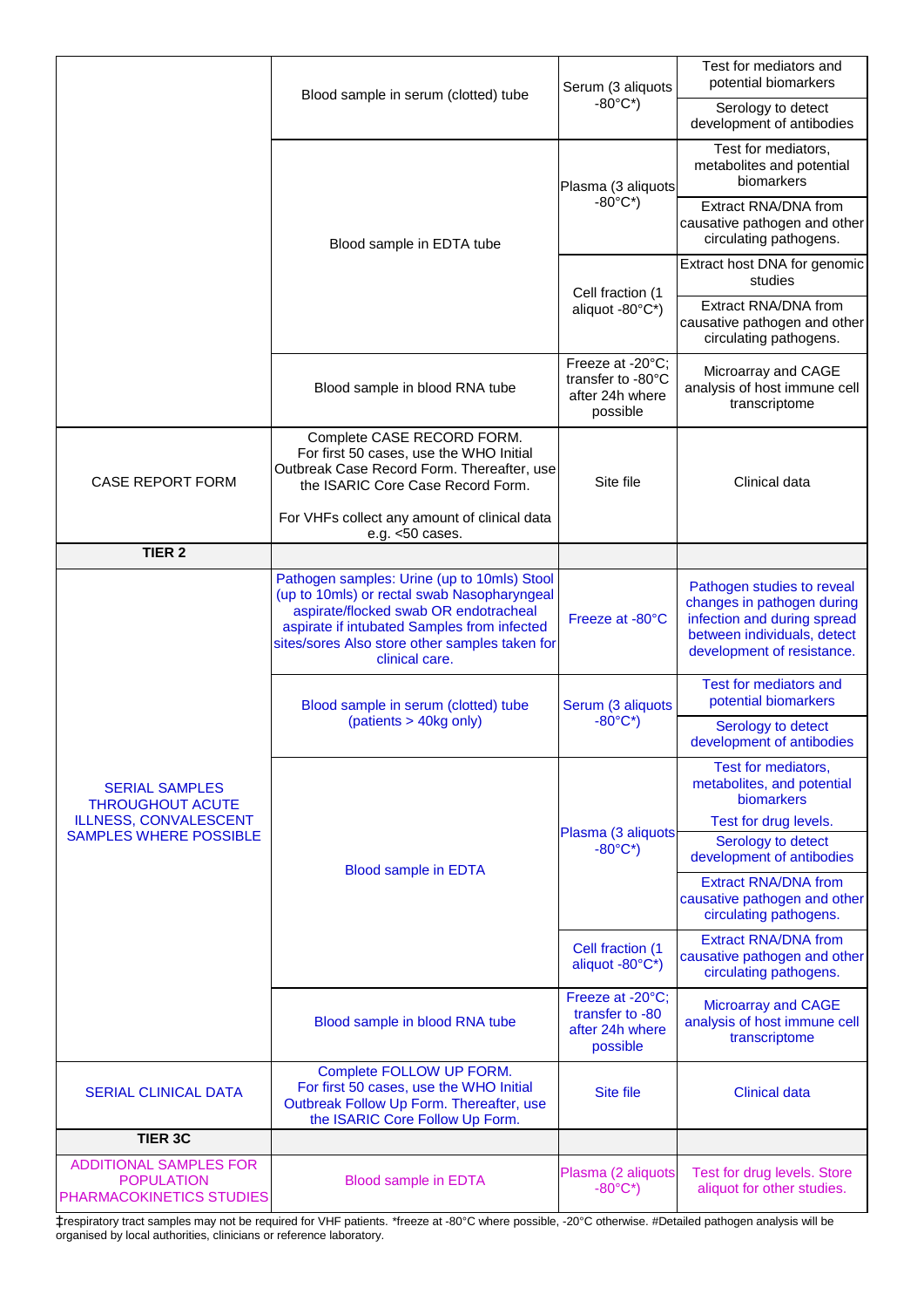| | | | |
|---|---|---|---|
| | Blood sample in serum (clotted) tube | Serum (3 aliquots -80°C*) | Test for mediators and potential biomarkers |
| | | | Serology to detect development of antibodies |
| | Blood sample in EDTA tube | Plasma (3 aliquots -80°C*) | Test for mediators, metabolites and potential biomarkers |
| | | | Extract RNA/DNA from causative pathogen and other circulating pathogens. |
| | | Cell fraction (1 aliquot -80°C*) | Extract host DNA for genomic studies |
| | | | Extract RNA/DNA from causative pathogen and other circulating pathogens. |
| | Blood sample in blood RNA tube | Freeze at -20°C; transfer to -80°C after 24h where possible | Microarray and CAGE analysis of host immune cell transcriptome |
| CASE REPORT FORM | Complete CASE RECORD FORM. For first 50 cases, use the WHO Initial Outbreak Case Record Form. Thereafter, use the ISARIC Core Case Record Form.<br><br>For VHFs collect any amount of clinical data e.g. <50 cases. | Site file | Clinical data |
| **TIER 2** | | | |
| SERIAL SAMPLES THROUGHOUT ACUTE ILLNESS, CONVALESCENT SAMPLES WHERE POSSIBLE | Pathogen samples: Urine (up to 10mls) Stool (up to 10mls) or rectal swab Nasopharyngeal aspirate/flocked swab OR endotracheal aspirate if intubated Samples from infected sites/sores Also store other samples taken for clinical care. | Freeze at -80°C | Pathogen studies to reveal changes in pathogen during infection and during spread between individuals, detect development of resistance. |
| | Blood sample in serum (clotted) tube (patients > 40kg only) | Serum (3 aliquots -80°C*) | Test for mediators and potential biomarkers |
| | | | Serology to detect development of antibodies |
| | Blood sample in EDTA | Plasma (3 aliquots -80°C*) | Test for mediators, metabolites, and potential biomarkers<br>Test for drug levels. |
| | | | Serology to detect development of antibodies |
| | | | Extract RNA/DNA from causative pathogen and other circulating pathogens. |
| | | Cell fraction (1 aliquot -80°C*) | Extract RNA/DNA from causative pathogen and other circulating pathogens. |
| | Blood sample in blood RNA tube | Freeze at -20°C; transfer to -80 after 24h where possible | Microarray and CAGE analysis of host immune cell transcriptome |
| SERIAL CLINICAL DATA | Complete FOLLOW UP FORM. For first 50 cases, use the WHO Initial Outbreak Follow Up Form. Thereafter, use the ISARIC Core Follow Up Form. | Site file | Clinical data |
| **TIER 3C** | | | |
| ADDITIONAL SAMPLES FOR POPULATION PHARMACOKINETICS STUDIES | Blood sample in EDTA | Plasma (2 aliquots -80°C*) | Test for drug levels. Store aliquot for other studies. |

‡respiratory tract samples may not be required for VHF patients. *freeze at -80°C where possible, -20°C otherwise. #Detailed pathogen analysis will be organised by local authorities, clinicians or reference laboratory.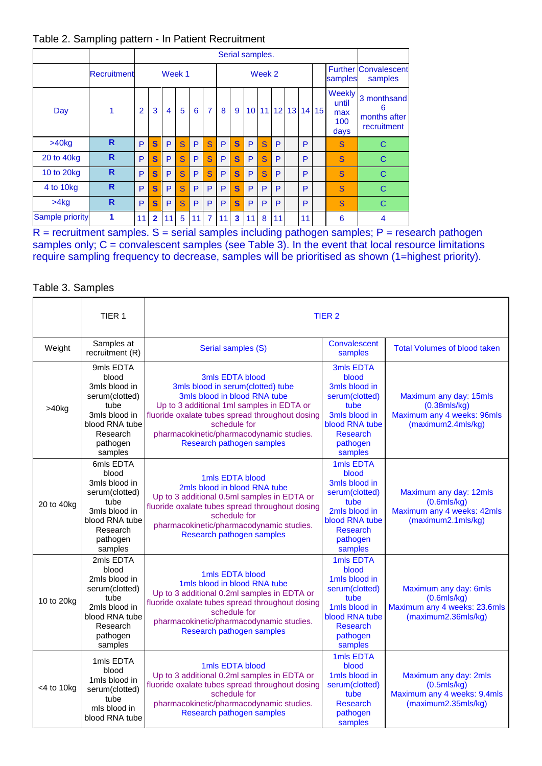Table 2. Sampling pattern - In Patient Recruitment

| | | Serial samples. | | | | | | | | | | | | | | | |
|---|---|---|---|---|---|---|---|---|---|---|---|---|---|---|---|---|---|
| | Recruitment | Week 1 | | | | | | Week 2 | | | | | | | | Further samples | Convalescent samples |
| Day | 1 | 2 | 3 | 4 | 5 | 6 | 7 | 8 | 9 | 10 | 11 | 12 | 13 | 14 | 15 | Weekly until max 100 days | 3 monthsand 6 months after recruitment |
| >40kg | R | P | S | P | S | P | S | P | S | P | S | P | | P | | S | C |
| 20 to 40kg | R | P | S | P | S | P | S | P | S | P | S | P | | P | | S | C |
| 10 to 20kg | R | P | S | P | S | P | S | P | S | P | S | P | | P | | S | C |
| 4 to 10kg | R | P | S | P | S | P | P | P | S | P | P | P | | P | | S | C |
| >4kg | R | P | S | P | S | P | P | P | S | P | P | P | | P | | S | C |
| Sample priority | 1 | 11 | 2 | 11 | 5 | 11 | 7 | 11 | 3 | 11 | 8 | 11 | | 11 | | 6 | 4 |

R = recruitment samples. S = serial samples including pathogen samples; P = research pathogen samples only; C = convalescent samples (see Table 3). In the event that local resource limitations require sampling frequency to decrease, samples will be prioritised as shown (1=highest priority).

Table 3. Samples

| | TIER 1 | TIER 2 | | |
|---|---|---|---|---|
| Weight | Samples at recruitment (R) | Serial samples (S) | Convalescent samples | Total Volumes of blood taken |
| >40kg | 9mls EDTA blood<br>3mls blood in serum(clotted) tube<br>3mls blood in blood RNA tube<br>Research pathogen samples | 3mls EDTA blood<br>3mls blood in serum(clotted) tube<br>3mls blood in blood RNA tube<br>Up to 3 additional 1ml samples in EDTA or fluoride oxalate tubes spread throughout dosing schedule for pharmacokinetic/pharmacodynamic studies.<br>Research pathogen samples | 3mls EDTA blood<br>3mls blood in serum(clotted) tube<br>3mls blood in blood RNA tube<br>Research pathogen samples | Maximum any day: 15mls (0.38mls/kg)<br>Maximum any 4 weeks: 96mls (maximum2.4mls/kg) |
| 20 to 40kg | 6mls EDTA blood<br>3mls blood in serum(clotted) tube<br>3mls blood in blood RNA tube<br>Research pathogen samples | 1mls EDTA blood<br>2mls blood in blood RNA tube<br>Up to 3 additional 0.5ml samples in EDTA or fluoride oxalate tubes spread throughout dosing schedule for pharmacokinetic/pharmacodynamic studies.<br>Research pathogen samples | 1mls EDTA blood<br>3mls blood in serum(clotted) tube<br>2mls blood in blood RNA tube<br>Research pathogen samples | Maximum any day: 12mls (0.6mls/kg)<br>Maximum any 4 weeks: 42mls (maximum2.1mls/kg) |
| 10 to 20kg | 2mls EDTA blood<br>2mls blood in serum(clotted) tube<br>2mls blood in blood RNA tube<br>Research pathogen samples | 1mls EDTA blood<br>1mls blood in blood RNA tube<br>Up to 3 additional 0.2ml samples in EDTA or fluoride oxalate tubes spread throughout dosing schedule for pharmacokinetic/pharmacodynamic studies.<br>Research pathogen samples | 1mls EDTA blood<br>1mls blood in serum(clotted) tube<br>1mls blood in blood RNA tube<br>Research pathogen samples | Maximum any day: 6mls (0.6mls/kg)<br>Maximum any 4 weeks: 23.6mls (maximum2.36mls/kg) |
| <4 to 10kg | 1mls EDTA blood<br>1mls blood in serum(clotted) tube<br>mls blood in blood RNA tube | 1mls EDTA blood<br>Up to 3 additional 0.2ml samples in EDTA or fluoride oxalate tubes spread throughout dosing schedule for pharmacokinetic/pharmacodynamic studies.<br>Research pathogen samples | 1mls EDTA blood<br>1mls blood in serum(clotted) tube<br>Research pathogen samples | Maximum any day: 2mls (0.5mls/kg)<br>Maximum any 4 weeks: 9.4mls (maximum2.35mls/kg) |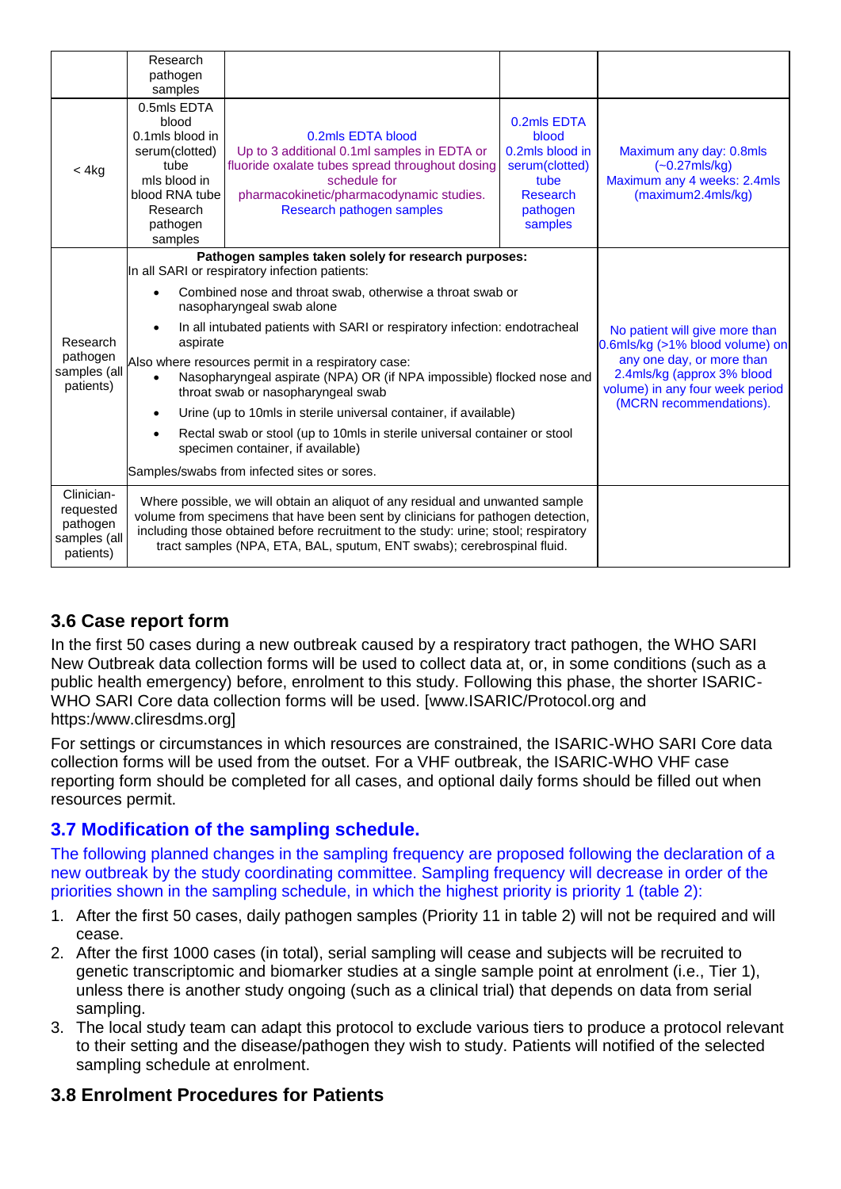| | Research pathogen samples | | | |
|---|---|---|---|---|
| < 4kg | 0.5mls EDTA blood 0.1mls blood in serum(clotted) tube mls blood in blood RNA tube Research pathogen samples | 0.2mls EDTA blood Up to 3 additional 0.1ml samples in EDTA or fluoride oxalate tubes spread throughout dosing schedule for pharmacokinetic/pharmacodynamic studies. Research pathogen samples | 0.2mls EDTA blood 0.2mls blood in serum(clotted) tube Research pathogen samples | Maximum any day: 0.8mls (~0.27mls/kg) Maximum any 4 weeks: 2.4mls (maximum2.4mls/kg) |
| Research pathogen samples (all patients) | **Pathogen samples taken solely for research purposes:** In all SARI or respiratory infection patients: • Combined nose and throat swab, otherwise a throat swab or nasopharyngeal swab alone • In all intubated patients with SARI or respiratory infection: endotracheal aspirate Also where resources permit in a respiratory case: • Nasopharyngeal aspirate (NPA) OR (if NPA impossible) flocked nose and throat swab or nasopharyngeal swab • Urine (up to 10mls in sterile universal container, if available) • Rectal swab or stool (up to 10mls in sterile universal container or stool specimen container, if available) Samples/swabs from infected sites or sores. | | | No patient will give more than 0.6mls/kg (>1% blood volume) on any one day, or more than 2.4mls/kg (approx 3% blood volume) in any four week period (MCRN recommendations). |
| Clinician-requested pathogen samples (all patients) | Where possible, we will obtain an aliquot of any residual and unwanted sample volume from specimens that have been sent by clinicians for pathogen detection, including those obtained before recruitment to the study: urine; stool; respiratory tract samples (NPA, ETA, BAL, sputum, ENT swabs); cerebrospinal fluid. | | | |

### 3.6 Case report form

In the first 50 cases during a new outbreak caused by a respiratory tract pathogen, the WHO SARI New Outbreak data collection forms will be used to collect data at, or, in some conditions (such as a public health emergency) before, enrolment to this study. Following this phase, the shorter ISARIC-WHO SARI Core data collection forms will be used. [www.ISARIC/Protocol.org and https:/www.cliresdms.org]

For settings or circumstances in which resources are constrained, the ISARIC-WHO SARI Core data collection forms will be used from the outset. For a VHF outbreak, the ISARIC-WHO VHF case reporting form should be completed for all cases, and optional daily forms should be filled out when resources permit.

### 3.7 Modification of the sampling schedule.

The following planned changes in the sampling frequency are proposed following the declaration of a new outbreak by the study coordinating committee. Sampling frequency will decrease in order of the priorities shown in the sampling schedule, in which the highest priority is priority 1 (table 2):

1. After the first 50 cases, daily pathogen samples (Priority 11 in table 2) will not be required and will cease.
2. After the first 1000 cases (in total), serial sampling will cease and subjects will be recruited to genetic transcriptomic and biomarker studies at a single sample point at enrolment (i.e., Tier 1), unless there is another study ongoing (such as a clinical trial) that depends on data from serial sampling.
3. The local study team can adapt this protocol to exclude various tiers to produce a protocol relevant to their setting and the disease/pathogen they wish to study. Patients will notified of the selected sampling schedule at enrolment.

### 3.8 Enrolment Procedures for Patients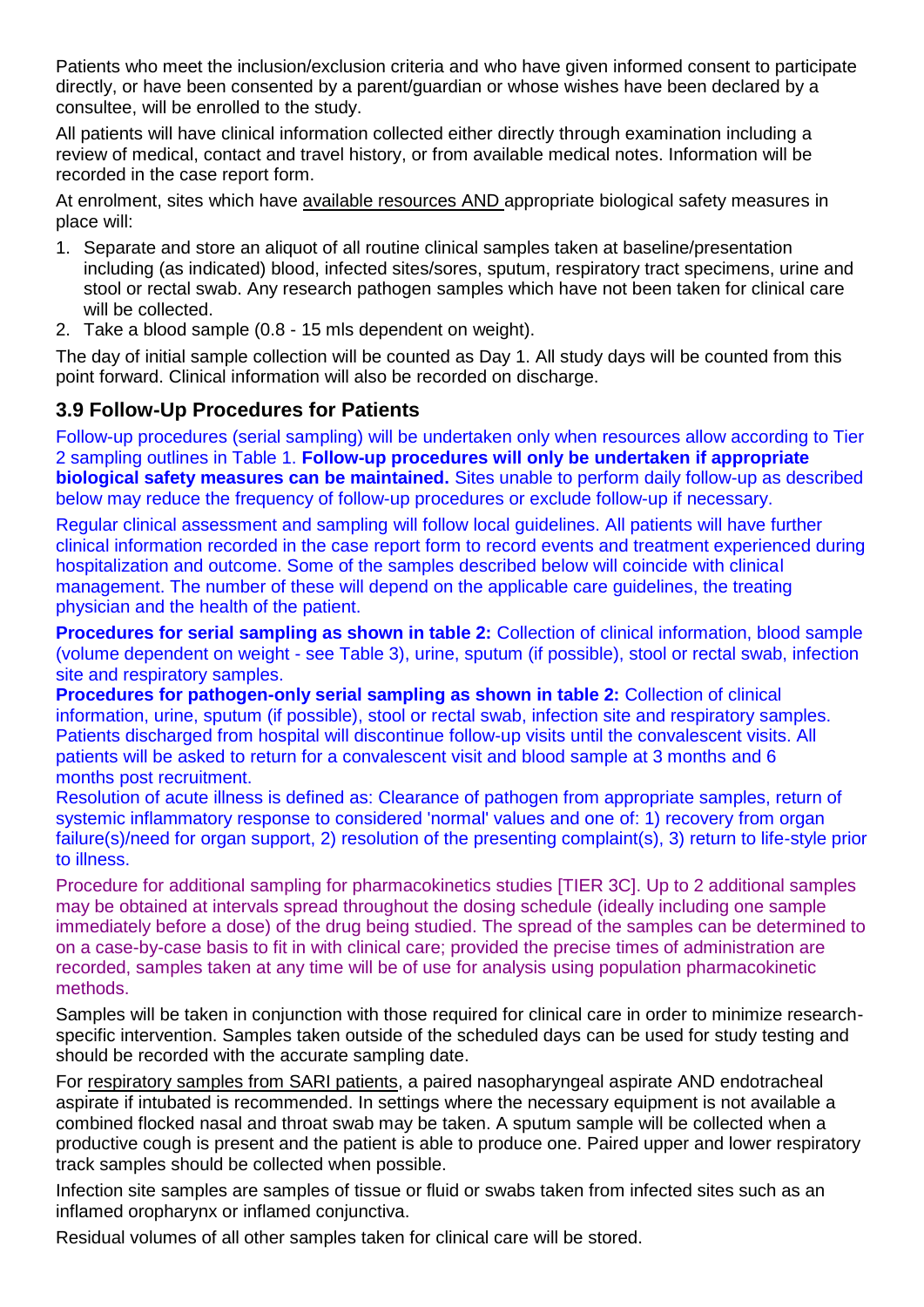Patients who meet the inclusion/exclusion criteria and who have given informed consent to participate directly, or have been consented by a parent/guardian or whose wishes have been declared by a consultee, will be enrolled to the study.

All patients will have clinical information collected either directly through examination including a review of medical, contact and travel history, or from available medical notes. Information will be recorded in the case report form.

At enrolment, sites which have available resources AND appropriate biological safety measures in place will:

1. Separate and store an aliquot of all routine clinical samples taken at baseline/presentation including (as indicated) blood, infected sites/sores, sputum, respiratory tract specimens, urine and stool or rectal swab. Any research pathogen samples which have not been taken for clinical care will be collected.
2. Take a blood sample (0.8 - 15 mls dependent on weight).

The day of initial sample collection will be counted as Day 1. All study days will be counted from this point forward. Clinical information will also be recorded on discharge.

### 3.9 Follow-Up Procedures for Patients

Follow-up procedures (serial sampling) will be undertaken only when resources allow according to Tier 2 sampling outlines in Table 1. **Follow-up procedures will only be undertaken if appropriate biological safety measures can be maintained.** Sites unable to perform daily follow-up as described below may reduce the frequency of follow-up procedures or exclude follow-up if necessary.

Regular clinical assessment and sampling will follow local guidelines. All patients will have further clinical information recorded in the case report form to record events and treatment experienced during hospitalization and outcome. Some of the samples described below will coincide with clinical management. The number of these will depend on the applicable care guidelines, the treating physician and the health of the patient.

**Procedures for serial sampling as shown in table 2:** Collection of clinical information, blood sample (volume dependent on weight - see Table 3), urine, sputum (if possible), stool or rectal swab, infection site and respiratory samples.

**Procedures for pathogen-only serial sampling as shown in table 2:** Collection of clinical information, urine, sputum (if possible), stool or rectal swab, infection site and respiratory samples. Patients discharged from hospital will discontinue follow-up visits until the convalescent visits. All patients will be asked to return for a convalescent visit and blood sample at 3 months and 6 months post recruitment.

Resolution of acute illness is defined as: Clearance of pathogen from appropriate samples, return of systemic inflammatory response to considered 'normal' values and one of: 1) recovery from organ failure(s)/need for organ support, 2) resolution of the presenting complaint(s), 3) return to life-style prior to illness.

Procedure for additional sampling for pharmacokinetics studies [TIER 3C]. Up to 2 additional samples may be obtained at intervals spread throughout the dosing schedule (ideally including one sample immediately before a dose) of the drug being studied. The spread of the samples can be determined to on a case-by-case basis to fit in with clinical care; provided the precise times of administration are recorded, samples taken at any time will be of use for analysis using population pharmacokinetic methods.

Samples will be taken in conjunction with those required for clinical care in order to minimize research-specific intervention. Samples taken outside of the scheduled days can be used for study testing and should be recorded with the accurate sampling date.

For respiratory samples from SARI patients, a paired nasopharyngeal aspirate AND endotracheal aspirate if intubated is recommended. In settings where the necessary equipment is not available a combined flocked nasal and throat swab may be taken. A sputum sample will be collected when a productive cough is present and the patient is able to produce one. Paired upper and lower respiratory track samples should be collected when possible.

Infection site samples are samples of tissue or fluid or swabs taken from infected sites such as an inflamed oropharynx or inflamed conjunctiva.

Residual volumes of all other samples taken for clinical care will be stored.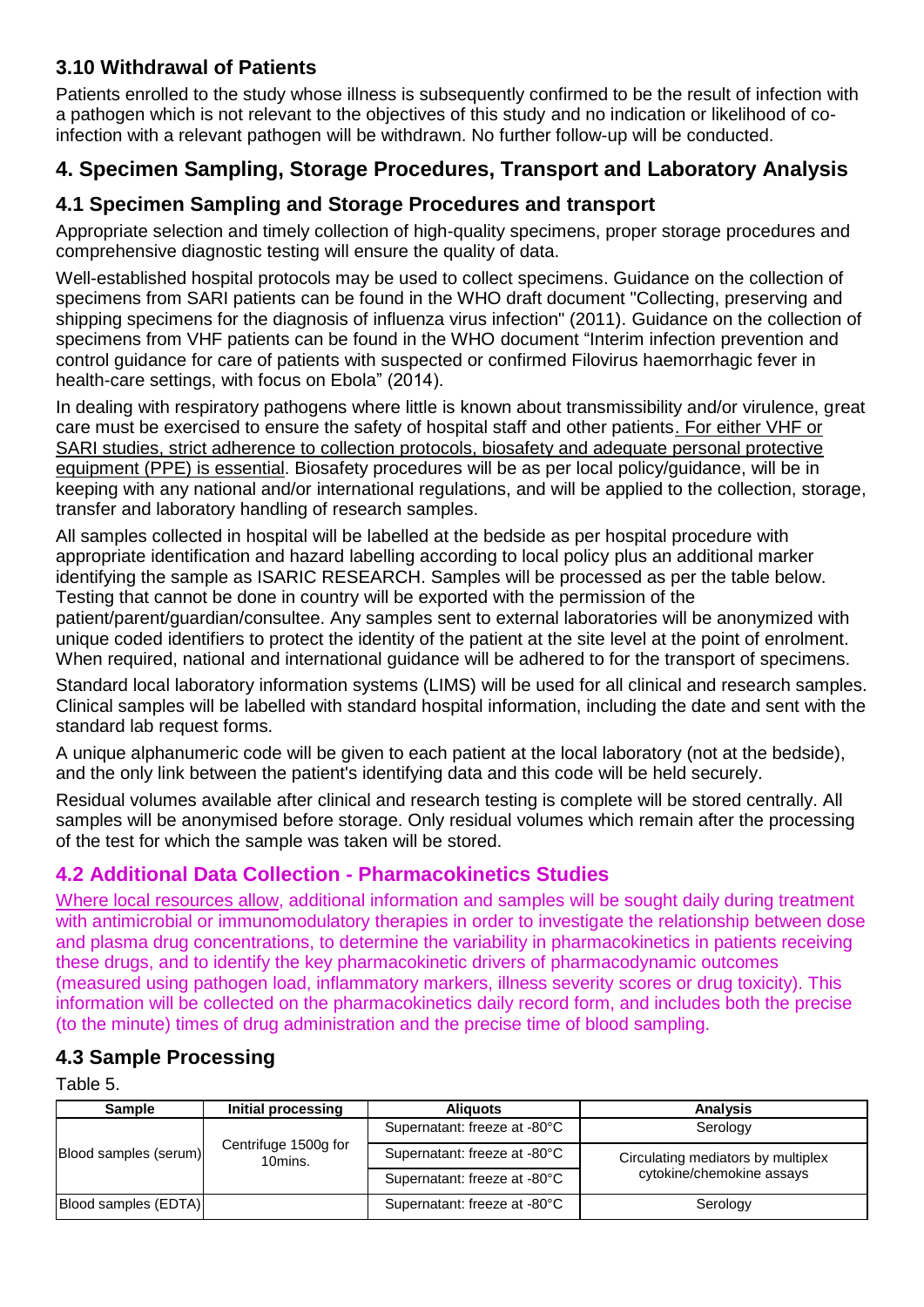## 3.10 Withdrawal of Patients

Patients enrolled to the study whose illness is subsequently confirmed to be the result of infection with a pathogen which is not relevant to the objectives of this study and no indication or likelihood of co-infection with a relevant pathogen will be withdrawn. No further follow-up will be conducted.

# 4. Specimen Sampling, Storage Procedures, Transport and Laboratory Analysis

## 4.1 Specimen Sampling and Storage Procedures and transport

Appropriate selection and timely collection of high-quality specimens, proper storage procedures and comprehensive diagnostic testing will ensure the quality of data.

Well-established hospital protocols may be used to collect specimens. Guidance on the collection of specimens from SARI patients can be found in the WHO draft document "Collecting, preserving and shipping specimens for the diagnosis of influenza virus infection" (2011). Guidance on the collection of specimens from VHF patients can be found in the WHO document "Interim infection prevention and control guidance for care of patients with suspected or confirmed Filovirus haemorrhagic fever in health-care settings, with focus on Ebola" (2014).

In dealing with respiratory pathogens where little is known about transmissibility and/or virulence, great care must be exercised to ensure the safety of hospital staff and other patients. For either VHF or SARI studies, strict adherence to collection protocols, biosafety and adequate personal protective equipment (PPE) is essential. Biosafety procedures will be as per local policy/guidance, will be in keeping with any national and/or international regulations, and will be applied to the collection, storage, transfer and laboratory handling of research samples.

All samples collected in hospital will be labelled at the bedside as per hospital procedure with appropriate identification and hazard labelling according to local policy plus an additional marker identifying the sample as ISARIC RESEARCH. Samples will be processed as per the table below. Testing that cannot be done in country will be exported with the permission of the patient/parent/guardian/consultee. Any samples sent to external laboratories will be anonymized with unique coded identifiers to protect the identity of the patient at the site level at the point of enrolment. When required, national and international guidance will be adhered to for the transport of specimens.

Standard local laboratory information systems (LIMS) will be used for all clinical and research samples. Clinical samples will be labelled with standard hospital information, including the date and sent with the standard lab request forms.

A unique alphanumeric code will be given to each patient at the local laboratory (not at the bedside), and the only link between the patient's identifying data and this code will be held securely.

Residual volumes available after clinical and research testing is complete will be stored centrally. All samples will be anonymised before storage. Only residual volumes which remain after the processing of the test for which the sample was taken will be stored.

## 4.2 Additional Data Collection - Pharmacokinetics Studies

Where local resources allow, additional information and samples will be sought daily during treatment with antimicrobial or immunomodulatory therapies in order to investigate the relationship between dose and plasma drug concentrations, to determine the variability in pharmacokinetics in patients receiving these drugs, and to identify the key pharmacokinetic drivers of pharmacodynamic outcomes (measured using pathogen load, inflammatory markers, illness severity scores or drug toxicity). This information will be collected on the pharmacokinetics daily record form, and includes both the precise (to the minute) times of drug administration and the precise time of blood sampling.

## 4.3 Sample Processing

Table 5.

| Sample | Initial processing | Aliquots | Analysis |
| --- | --- | --- | --- |
| Blood samples (serum) | Centrifuge 1500g for 10mins. | Supernatant: freeze at -80°C | Serology |
| | | Supernatant: freeze at -80°C | Circulating mediators by multiplex cytokine/chemokine assays |
| | | Supernatant: freeze at -80°C | |
| Blood samples (EDTA) | | Supernatant: freeze at -80°C | Serology |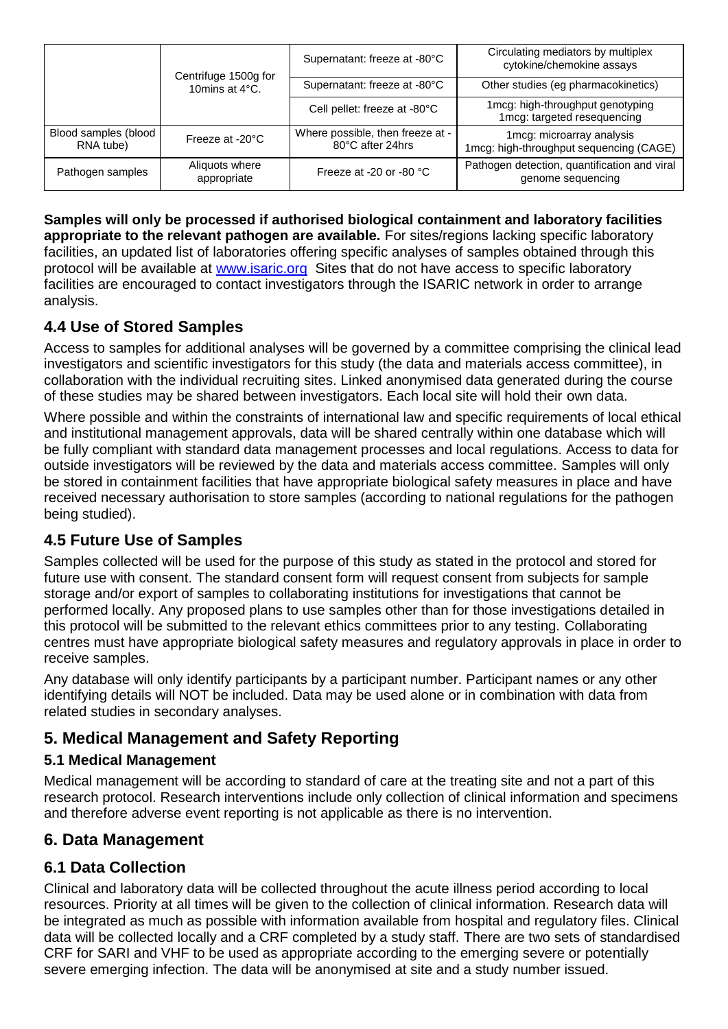| | | | |
|---|---|---|---|
| | Centrifuge 1500g for 10mins at 4°C. | Supernatant: freeze at -80°C | Circulating mediators by multiplex cytokine/chemokine assays |
| | | Supernatant: freeze at -80°C | Other studies (eg pharmacokinetics) |
| | | Cell pellet: freeze at -80°C | 1mcg: high-throughput genotyping<br>1mcg: targeted resequencing |
| Blood samples (blood RNA tube) | Freeze at -20°C | Where possible, then freeze at -80°C after 24hrs | 1mcg: microarray analysis<br>1mcg: high-throughput sequencing (CAGE) |
| Pathogen samples | Aliquots where appropriate | Freeze at -20 or -80 °C | Pathogen detection, quantification and viral genome sequencing |

**Samples will only be processed if authorised biological containment and laboratory facilities appropriate to the relevant pathogen are available.** For sites/regions lacking specific laboratory facilities, an updated list of laboratories offering specific analyses of samples obtained through this protocol will be available at www.isaric.org Sites that do not have access to specific laboratory facilities are encouraged to contact investigators through the ISARIC network in order to arrange analysis.

## 4.4 Use of Stored Samples

Access to samples for additional analyses will be governed by a committee comprising the clinical lead investigators and scientific investigators for this study (the data and materials access committee), in collaboration with the individual recruiting sites. Linked anonymised data generated during the course of these studies may be shared between investigators. Each local site will hold their own data.

Where possible and within the constraints of international law and specific requirements of local ethical and institutional management approvals, data will be shared centrally within one database which will be fully compliant with standard data management processes and local regulations. Access to data for outside investigators will be reviewed by the data and materials access committee. Samples will only be stored in containment facilities that have appropriate biological safety measures in place and have received necessary authorisation to store samples (according to national regulations for the pathogen being studied).

## 4.5 Future Use of Samples

Samples collected will be used for the purpose of this study as stated in the protocol and stored for future use with consent. The standard consent form will request consent from subjects for sample storage and/or export of samples to collaborating institutions for investigations that cannot be performed locally. Any proposed plans to use samples other than for those investigations detailed in this protocol will be submitted to the relevant ethics committees prior to any testing. Collaborating centres must have appropriate biological safety measures and regulatory approvals in place in order to receive samples.

Any database will only identify participants by a participant number. Participant names or any other identifying details will NOT be included. Data may be used alone or in combination with data from related studies in secondary analyses.

# 5. Medical Management and Safety Reporting

### 5.1 Medical Management

Medical management will be according to standard of care at the treating site and not a part of this research protocol. Research interventions include only collection of clinical information and specimens and therefore adverse event reporting is not applicable as there is no intervention.

# 6. Data Management

## 6.1 Data Collection

Clinical and laboratory data will be collected throughout the acute illness period according to local resources. Priority at all times will be given to the collection of clinical information. Research data will be integrated as much as possible with information available from hospital and regulatory files. Clinical data will be collected locally and a CRF completed by a study staff. There are two sets of standardised CRF for SARI and VHF to be used as appropriate according to the emerging severe or potentially severe emerging infection. The data will be anonymised at site and a study number issued.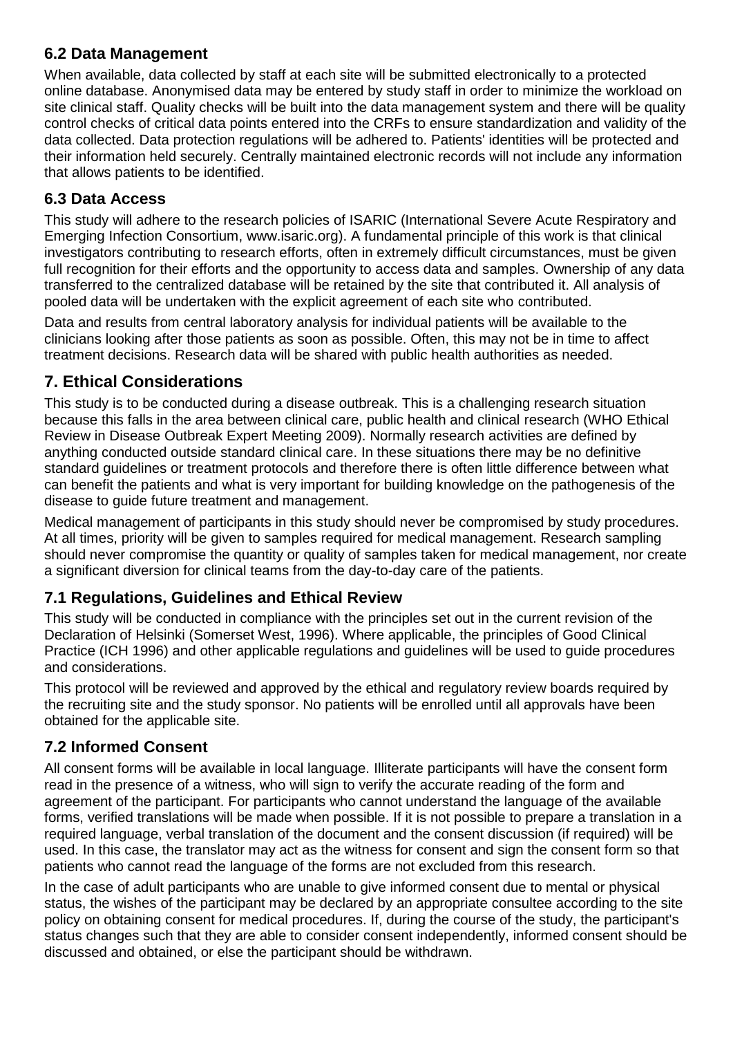### 6.2 Data Management

When available, data collected by staff at each site will be submitted electronically to a protected online database. Anonymised data may be entered by study staff in order to minimize the workload on site clinical staff. Quality checks will be built into the data management system and there will be quality control checks of critical data points entered into the CRFs to ensure standardization and validity of the data collected. Data protection regulations will be adhered to. Patients' identities will be protected and their information held securely. Centrally maintained electronic records will not include any information that allows patients to be identified.

### 6.3 Data Access

This study will adhere to the research policies of ISARIC (International Severe Acute Respiratory and Emerging Infection Consortium, www.isaric.org). A fundamental principle of this work is that clinical investigators contributing to research efforts, often in extremely difficult circumstances, must be given full recognition for their efforts and the opportunity to access data and samples. Ownership of any data transferred to the centralized database will be retained by the site that contributed it. All analysis of pooled data will be undertaken with the explicit agreement of each site who contributed.

Data and results from central laboratory analysis for individual patients will be available to the clinicians looking after those patients as soon as possible. Often, this may not be in time to affect treatment decisions. Research data will be shared with public health authorities as needed.

## 7. Ethical Considerations

This study is to be conducted during a disease outbreak. This is a challenging research situation because this falls in the area between clinical care, public health and clinical research (WHO Ethical Review in Disease Outbreak Expert Meeting 2009). Normally research activities are defined by anything conducted outside standard clinical care. In these situations there may be no definitive standard guidelines or treatment protocols and therefore there is often little difference between what can benefit the patients and what is very important for building knowledge on the pathogenesis of the disease to guide future treatment and management.

Medical management of participants in this study should never be compromised by study procedures. At all times, priority will be given to samples required for medical management. Research sampling should never compromise the quantity or quality of samples taken for medical management, nor create a significant diversion for clinical teams from the day-to-day care of the patients.

### 7.1 Regulations, Guidelines and Ethical Review

This study will be conducted in compliance with the principles set out in the current revision of the Declaration of Helsinki (Somerset West, 1996). Where applicable, the principles of Good Clinical Practice (ICH 1996) and other applicable regulations and guidelines will be used to guide procedures and considerations.

This protocol will be reviewed and approved by the ethical and regulatory review boards required by the recruiting site and the study sponsor. No patients will be enrolled until all approvals have been obtained for the applicable site.

### 7.2 Informed Consent

All consent forms will be available in local language. Illiterate participants will have the consent form read in the presence of a witness, who will sign to verify the accurate reading of the form and agreement of the participant. For participants who cannot understand the language of the available forms, verified translations will be made when possible. If it is not possible to prepare a translation in a required language, verbal translation of the document and the consent discussion (if required) will be used. In this case, the translator may act as the witness for consent and sign the consent form so that patients who cannot read the language of the forms are not excluded from this research.

In the case of adult participants who are unable to give informed consent due to mental or physical status, the wishes of the participant may be declared by an appropriate consultee according to the site policy on obtaining consent for medical procedures. If, during the course of the study, the participant's status changes such that they are able to consider consent independently, informed consent should be discussed and obtained, or else the participant should be withdrawn.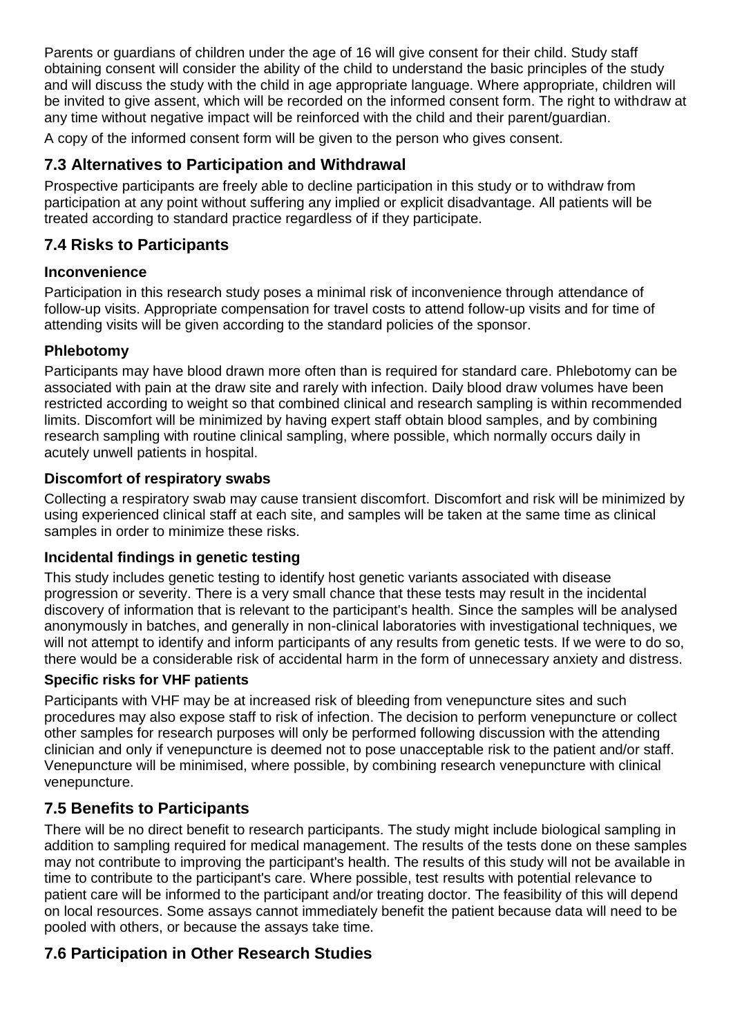Parents or guardians of children under the age of 16 will give consent for their child. Study staff obtaining consent will consider the ability of the child to understand the basic principles of the study and will discuss the study with the child in age appropriate language. Where appropriate, children will be invited to give assent, which will be recorded on the informed consent form. The right to withdraw at any time without negative impact will be reinforced with the child and their parent/guardian.

A copy of the informed consent form will be given to the person who gives consent.

## 7.3 Alternatives to Participation and Withdrawal

Prospective participants are freely able to decline participation in this study or to withdraw from participation at any point without suffering any implied or explicit disadvantage. All patients will be treated according to standard practice regardless of if they participate.

## 7.4 Risks to Participants

### Inconvenience

Participation in this research study poses a minimal risk of inconvenience through attendance of follow-up visits. Appropriate compensation for travel costs to attend follow-up visits and for time of attending visits will be given according to the standard policies of the sponsor.

### Phlebotomy

Participants may have blood drawn more often than is required for standard care. Phlebotomy can be associated with pain at the draw site and rarely with infection. Daily blood draw volumes have been restricted according to weight so that combined clinical and research sampling is within recommended limits. Discomfort will be minimized by having expert staff obtain blood samples, and by combining research sampling with routine clinical sampling, where possible, which normally occurs daily in acutely unwell patients in hospital.

### Discomfort of respiratory swabs

Collecting a respiratory swab may cause transient discomfort. Discomfort and risk will be minimized by using experienced clinical staff at each site, and samples will be taken at the same time as clinical samples in order to minimize these risks.

### Incidental findings in genetic testing

This study includes genetic testing to identify host genetic variants associated with disease progression or severity. There is a very small chance that these tests may result in the incidental discovery of information that is relevant to the participant's health. Since the samples will be analysed anonymously in batches, and generally in non-clinical laboratories with investigational techniques, we will not attempt to identify and inform participants of any results from genetic tests. If we were to do so, there would be a considerable risk of accidental harm in the form of unnecessary anxiety and distress.

### Specific risks for VHF patients

Participants with VHF may be at increased risk of bleeding from venepuncture sites and such procedures may also expose staff to risk of infection. The decision to perform venepuncture or collect other samples for research purposes will only be performed following discussion with the attending clinician and only if venepuncture is deemed not to pose unacceptable risk to the patient and/or staff. Venepuncture will be minimised, where possible, by combining research venepuncture with clinical venepuncture.

## 7.5 Benefits to Participants

There will be no direct benefit to research participants. The study might include biological sampling in addition to sampling required for medical management. The results of the tests done on these samples may not contribute to improving the participant's health. The results of this study will not be available in time to contribute to the participant's care. Where possible, test results with potential relevance to patient care will be informed to the participant and/or treating doctor. The feasibility of this will depend on local resources. Some assays cannot immediately benefit the patient because data will need to be pooled with others, or because the assays take time.

## 7.6 Participation in Other Research Studies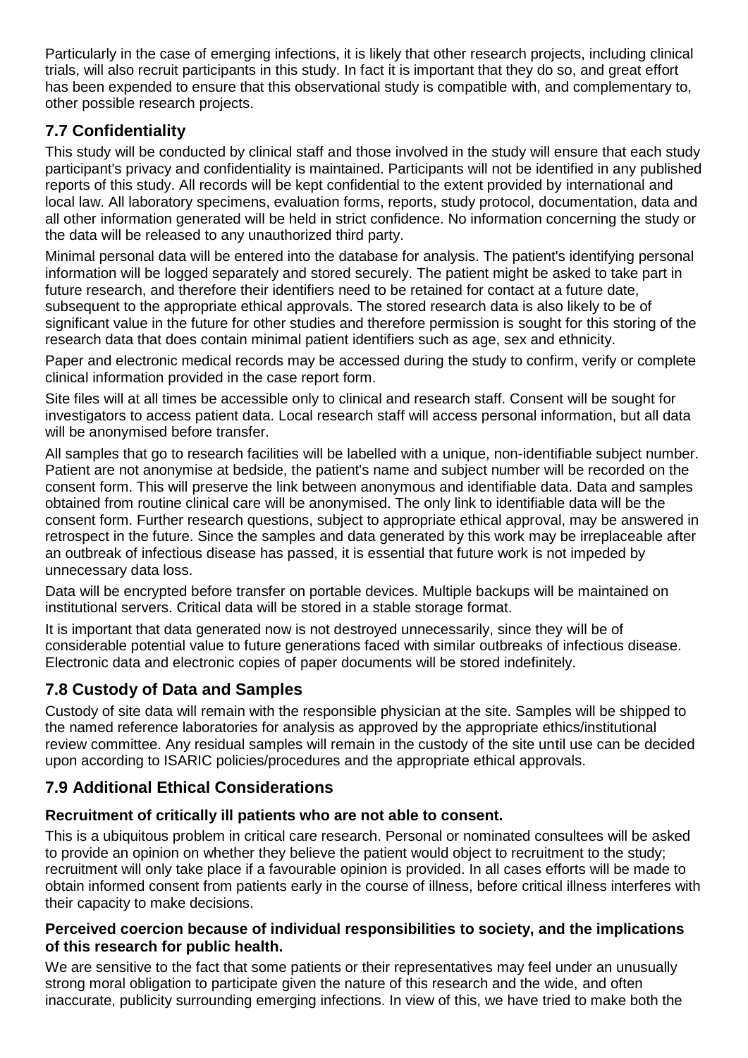Particularly in the case of emerging infections, it is likely that other research projects, including clinical trials, will also recruit participants in this study. In fact it is important that they do so, and great effort has been expended to ensure that this observational study is compatible with, and complementary to, other possible research projects.

## 7.7 Confidentiality

This study will be conducted by clinical staff and those involved in the study will ensure that each study participant's privacy and confidentiality is maintained. Participants will not be identified in any published reports of this study. All records will be kept confidential to the extent provided by international and local law. All laboratory specimens, evaluation forms, reports, study protocol, documentation, data and all other information generated will be held in strict confidence. No information concerning the study or the data will be released to any unauthorized third party.

Minimal personal data will be entered into the database for analysis. The patient's identifying personal information will be logged separately and stored securely. The patient might be asked to take part in future research, and therefore their identifiers need to be retained for contact at a future date, subsequent to the appropriate ethical approvals. The stored research data is also likely to be of significant value in the future for other studies and therefore permission is sought for this storing of the research data that does contain minimal patient identifiers such as age, sex and ethnicity.

Paper and electronic medical records may be accessed during the study to confirm, verify or complete clinical information provided in the case report form.

Site files will at all times be accessible only to clinical and research staff. Consent will be sought for investigators to access patient data. Local research staff will access personal information, but all data will be anonymised before transfer.

All samples that go to research facilities will be labelled with a unique, non-identifiable subject number. Patient are not anonymise at bedside, the patient's name and subject number will be recorded on the consent form. This will preserve the link between anonymous and identifiable data. Data and samples obtained from routine clinical care will be anonymised. The only link to identifiable data will be the consent form. Further research questions, subject to appropriate ethical approval, may be answered in retrospect in the future. Since the samples and data generated by this work may be irreplaceable after an outbreak of infectious disease has passed, it is essential that future work is not impeded by unnecessary data loss.

Data will be encrypted before transfer on portable devices. Multiple backups will be maintained on institutional servers. Critical data will be stored in a stable storage format.

It is important that data generated now is not destroyed unnecessarily, since they will be of considerable potential value to future generations faced with similar outbreaks of infectious disease. Electronic data and electronic copies of paper documents will be stored indefinitely.

## 7.8 Custody of Data and Samples

Custody of site data will remain with the responsible physician at the site. Samples will be shipped to the named reference laboratories for analysis as approved by the appropriate ethics/institutional review committee. Any residual samples will remain in the custody of the site until use can be decided upon according to ISARIC policies/procedures and the appropriate ethical approvals.

## 7.9 Additional Ethical Considerations

### Recruitment of critically ill patients who are not able to consent.

This is a ubiquitous problem in critical care research. Personal or nominated consultees will be asked to provide an opinion on whether they believe the patient would object to recruitment to the study; recruitment will only take place if a favourable opinion is provided. In all cases efforts will be made to obtain informed consent from patients early in the course of illness, before critical illness interferes with their capacity to make decisions.

### Perceived coercion because of individual responsibilities to society, and the implications of this research for public health.

We are sensitive to the fact that some patients or their representatives may feel under an unusually strong moral obligation to participate given the nature of this research and the wide, and often inaccurate, publicity surrounding emerging infections. In view of this, we have tried to make both the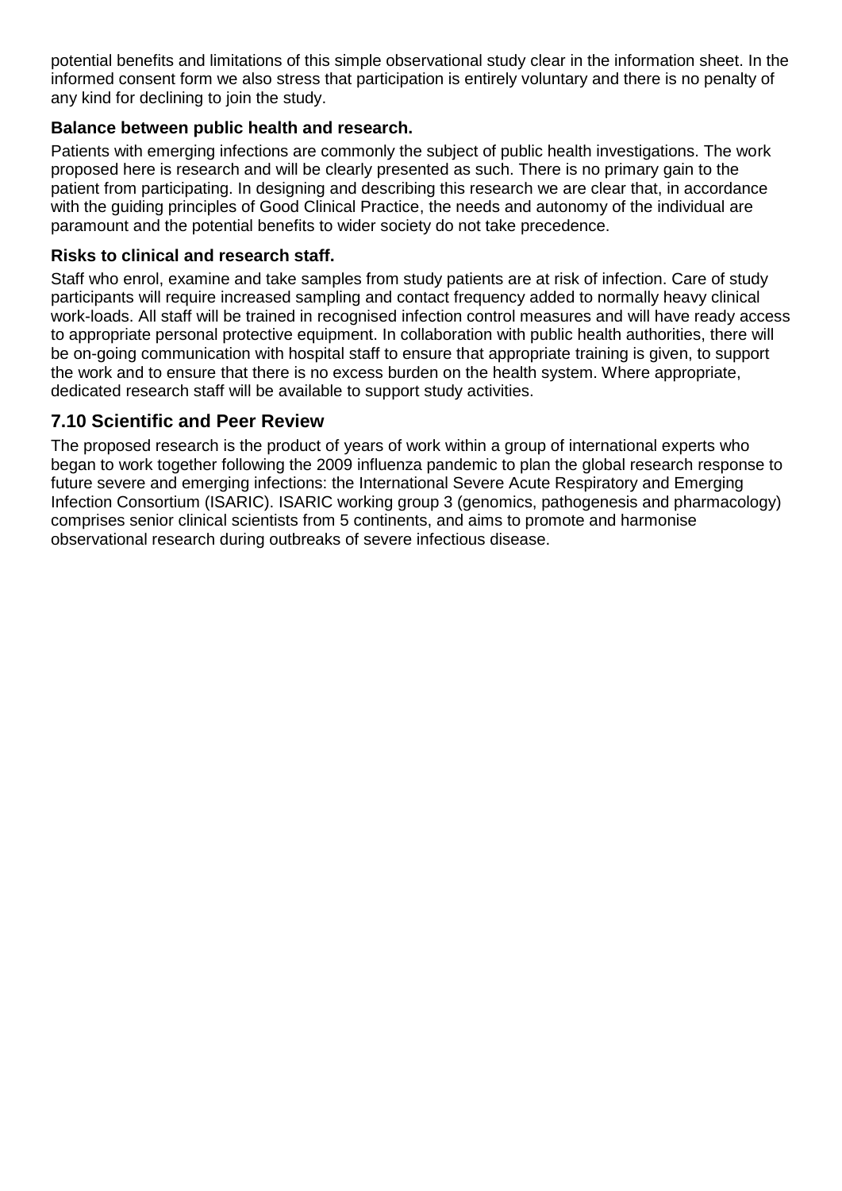potential benefits and limitations of this simple observational study clear in the information sheet. In the informed consent form we also stress that participation is entirely voluntary and there is no penalty of any kind for declining to join the study.

**Balance between public health and research.**

Patients with emerging infections are commonly the subject of public health investigations. The work proposed here is research and will be clearly presented as such. There is no primary gain to the patient from participating. In designing and describing this research we are clear that, in accordance with the guiding principles of Good Clinical Practice, the needs and autonomy of the individual are paramount and the potential benefits to wider society do not take precedence.

**Risks to clinical and research staff.**

Staff who enrol, examine and take samples from study patients are at risk of infection. Care of study participants will require increased sampling and contact frequency added to normally heavy clinical work-loads. All staff will be trained in recognised infection control measures and will have ready access to appropriate personal protective equipment. In collaboration with public health authorities, there will be on-going communication with hospital staff to ensure that appropriate training is given, to support the work and to ensure that there is no excess burden on the health system. Where appropriate, dedicated research staff will be available to support study activities.

## 7.10 Scientific and Peer Review

The proposed research is the product of years of work within a group of international experts who began to work together following the 2009 influenza pandemic to plan the global research response to future severe and emerging infections: the International Severe Acute Respiratory and Emerging Infection Consortium (ISARIC). ISARIC working group 3 (genomics, pathogenesis and pharmacology) comprises senior clinical scientists from 5 continents, and aims to promote and harmonise observational research during outbreaks of severe infectious disease.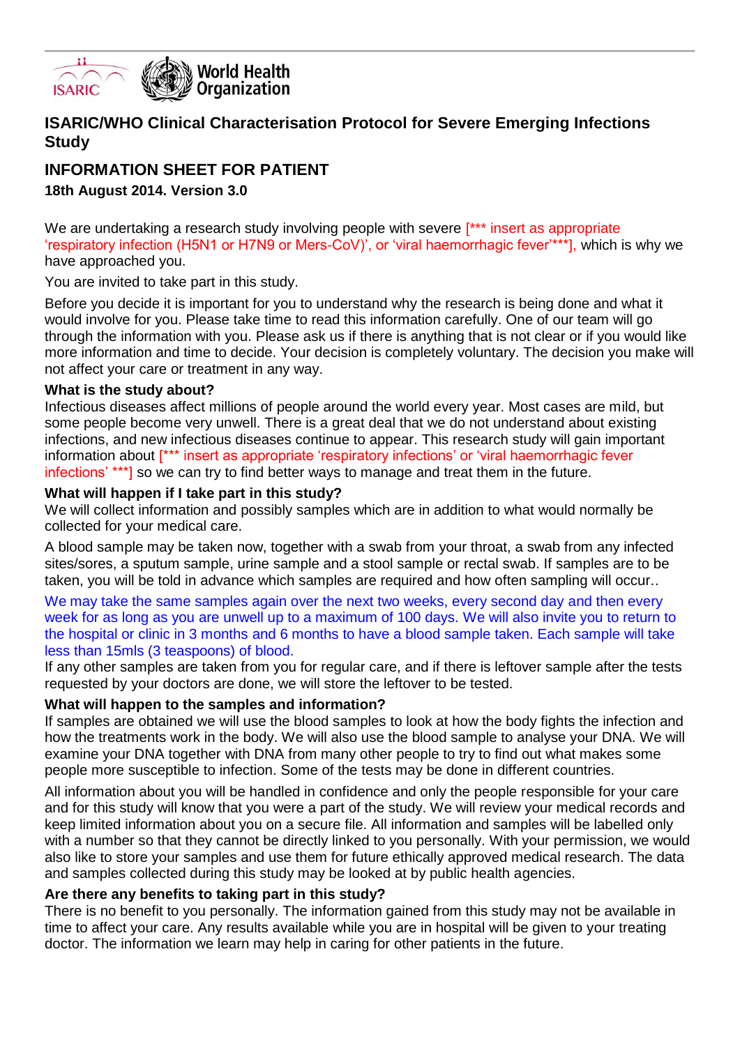# ISARIC/WHO Clinical Characterisation Protocol for Severe Emerging Infections Study

## INFORMATION SHEET FOR PATIENT

**18th August 2014. Version 3.0**

We are undertaking a research study involving people with severe [*** insert as appropriate 'respiratory infection (H5N1 or H7N9 or Mers-CoV)', or 'viral haemorrhagic fever'***], which is why we have approached you.

You are invited to take part in this study.

Before you decide it is important for you to understand why the research is being done and what it would involve for you. Please take time to read this information carefully. One of our team will go through the information with you. Please ask us if there is anything that is not clear or if you would like more information and time to decide. Your decision is completely voluntary. The decision you make will not affect your care or treatment in any way.

**What is the study about?**

Infectious diseases affect millions of people around the world every year. Most cases are mild, but some people become very unwell. There is a great deal that we do not understand about existing infections, and new infectious diseases continue to appear. This research study will gain important information about [*** insert as appropriate 'respiratory infections' or 'viral haemorrhagic fever infections' ***] so we can try to find better ways to manage and treat them in the future.

**What will happen if I take part in this study?**

We will collect information and possibly samples which are in addition to what would normally be collected for your medical care.

A blood sample may be taken now, together with a swab from your throat, a swab from any infected sites/sores, a sputum sample, urine sample and a stool sample or rectal swab. If samples are to be taken, you will be told in advance which samples are required and how often sampling will occur..

We may take the same samples again over the next two weeks, every second day and then every week for as long as you are unwell up to a maximum of 100 days. We will also invite you to return to the hospital or clinic in 3 months and 6 months to have a blood sample taken. Each sample will take less than 15mls (3 teaspoons) of blood.

If any other samples are taken from you for regular care, and if there is leftover sample after the tests requested by your doctors are done, we will store the leftover to be tested.

**What will happen to the samples and information?**

If samples are obtained we will use the blood samples to look at how the body fights the infection and how the treatments work in the body. We will also use the blood sample to analyse your DNA. We will examine your DNA together with DNA from many other people to try to find out what makes some people more susceptible to infection. Some of the tests may be done in different countries.

All information about you will be handled in confidence and only the people responsible for your care and for this study will know that you were a part of the study. We will review your medical records and keep limited information about you on a secure file. All information and samples will be labelled only with a number so that they cannot be directly linked to you personally. With your permission, we would also like to store your samples and use them for future ethically approved medical research. The data and samples collected during this study may be looked at by public health agencies.

**Are there any benefits to taking part in this study?**

There is no benefit to you personally. The information gained from this study may not be available in time to affect your care. Any results available while you are in hospital will be given to your treating doctor. The information we learn may help in caring for other patients in the future.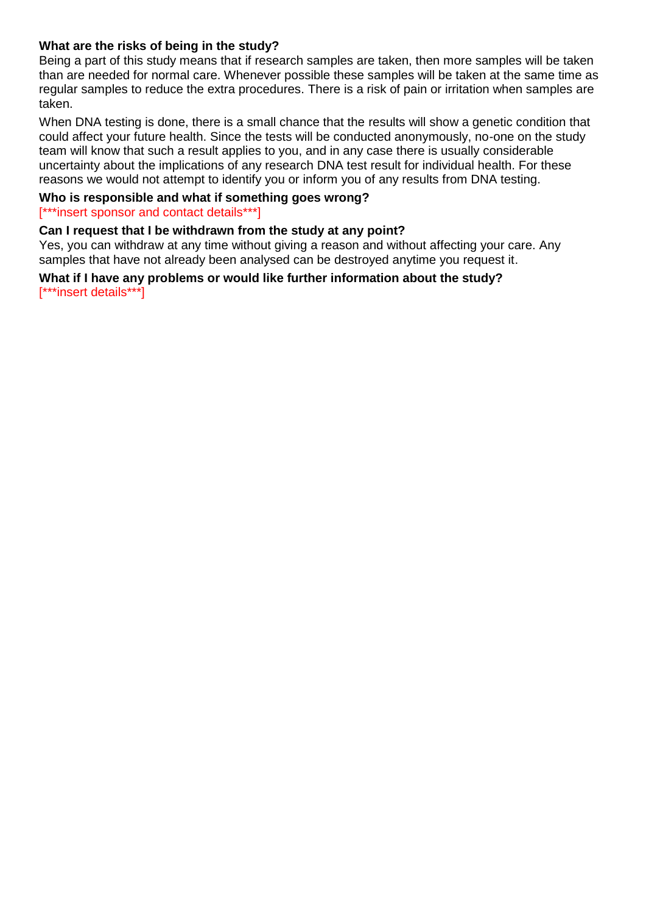**What are the risks of being in the study?**

Being a part of this study means that if research samples are taken, then more samples will be taken than are needed for normal care. Whenever possible these samples will be taken at the same time as regular samples to reduce the extra procedures. There is a risk of pain or irritation when samples are taken.

When DNA testing is done, there is a small chance that the results will show a genetic condition that could affect your future health. Since the tests will be conducted anonymously, no-one on the study team will know that such a result applies to you, and in any case there is usually considerable uncertainty about the implications of any research DNA test result for individual health. For these reasons we would not attempt to identify you or inform you of any results from DNA testing.

**Who is responsible and what if something goes wrong?**

[***insert sponsor and contact details***]

**Can I request that I be withdrawn from the study at any point?**

Yes, you can withdraw at any time without giving a reason and without affecting your care. Any samples that have not already been analysed can be destroyed anytime you request it.

**What if I have any problems or would like further information about the study?**

[***insert details***]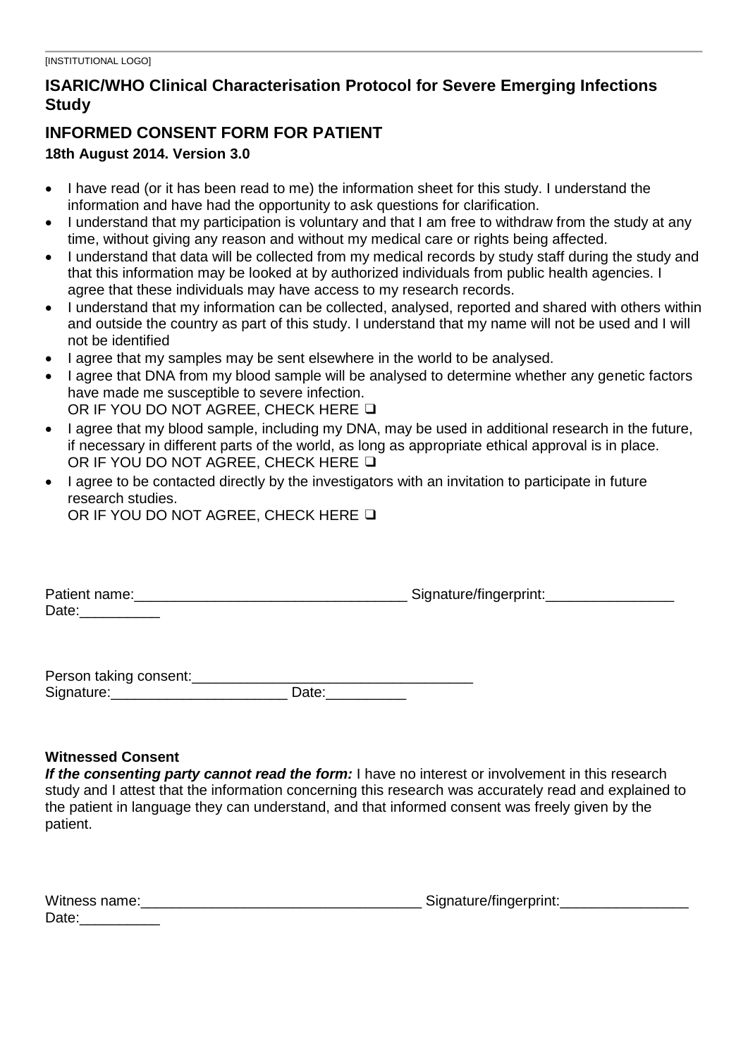[INSTITUTIONAL LOGO]

## ISARIC/WHO Clinical Characterisation Protocol for Severe Emerging Infections Study

## INFORMED CONSENT FORM FOR PATIENT

**18th August 2014. Version 3.0**

- I have read (or it has been read to me) the information sheet for this study. I understand the information and have had the opportunity to ask questions for clarification.
- I understand that my participation is voluntary and that I am free to withdraw from the study at any time, without giving any reason and without my medical care or rights being affected.
- I understand that data will be collected from my medical records by study staff during the study and that this information may be looked at by authorized individuals from public health agencies. I agree that these individuals may have access to my research records.
- I understand that my information can be collected, analysed, reported and shared with others within and outside the country as part of this study. I understand that my name will not be used and I will not be identified
- I agree that my samples may be sent elsewhere in the world to be analysed.
- I agree that DNA from my blood sample will be analysed to determine whether any genetic factors have made me susceptible to severe infection.
  OR IF YOU DO NOT AGREE, CHECK HERE ❑
- I agree that my blood sample, including my DNA, may be used in additional research in the future, if necessary in different parts of the world, as long as appropriate ethical approval is in place.
  OR IF YOU DO NOT AGREE, CHECK HERE ❑
- I agree to be contacted directly by the investigators with an invitation to participate in future research studies.
  OR IF YOU DO NOT AGREE, CHECK HERE ❑

Patient name:_________________________________ Signature/fingerprint:________________
Date:__________

Person taking consent:___________________________________
Signature:_____________________ Date:__________

**Witnessed Consent**

***If the consenting party cannot read the form:*** I have no interest or involvement in this research study and I attest that the information concerning this research was accurately read and explained to the patient in language they can understand, and that informed consent was freely given by the patient.

Witness name:__________________________________ Signature/fingerprint:________________
Date:__________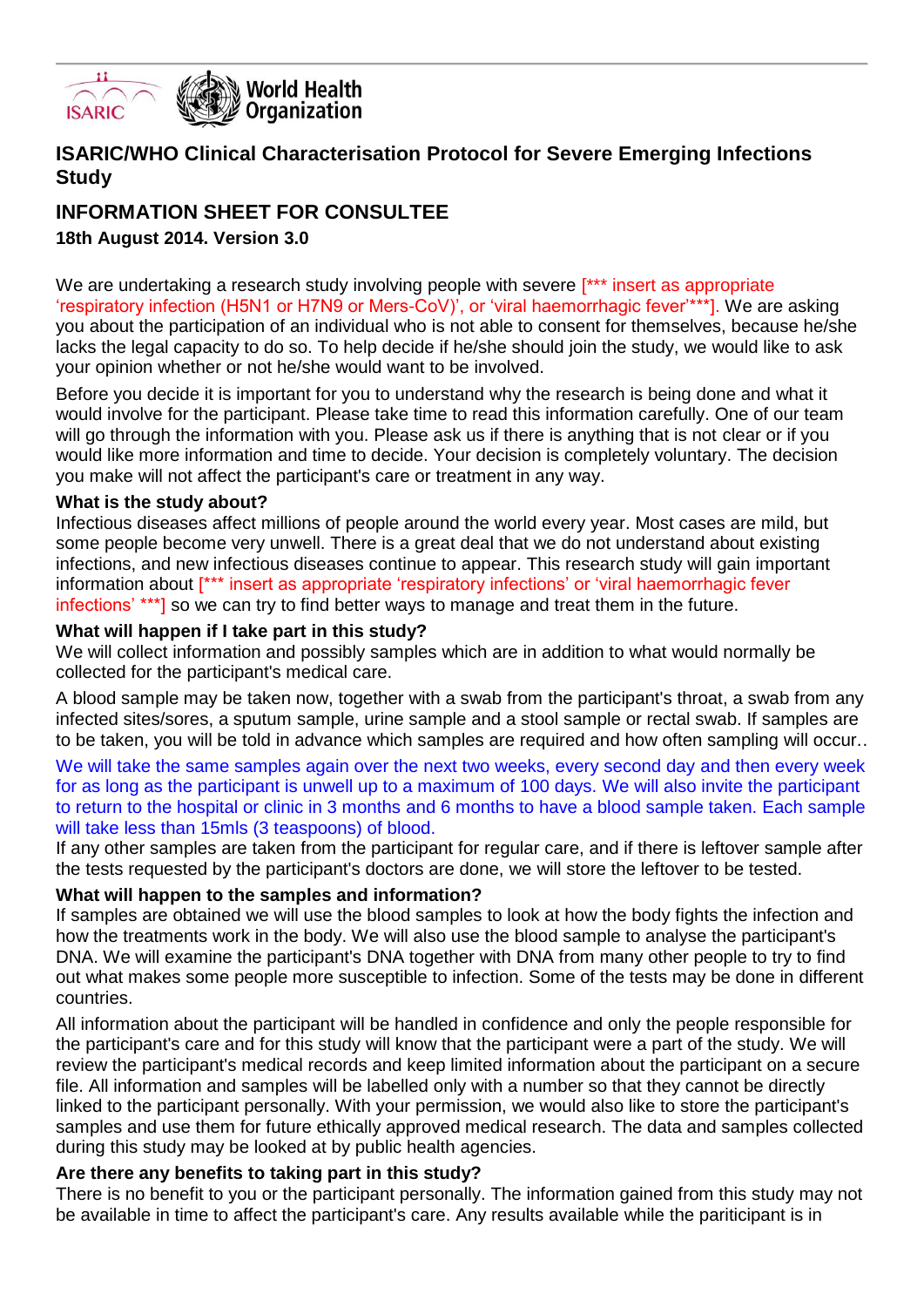## ISARIC/WHO Clinical Characterisation Protocol for Severe Emerging Infections Study

## INFORMATION SHEET FOR CONSULTEE

**18th August 2014. Version 3.0**

We are undertaking a research study involving people with severe [*** insert as appropriate 'respiratory infection (H5N1 or H7N9 or Mers-CoV)', or 'viral haemorrhagic fever'***]. We are asking you about the participation of an individual who is not able to consent for themselves, because he/she lacks the legal capacity to do so. To help decide if he/she should join the study, we would like to ask your opinion whether or not he/she would want to be involved.

Before you decide it is important for you to understand why the research is being done and what it would involve for the participant. Please take time to read this information carefully. One of our team will go through the information with you. Please ask us if there is anything that is not clear or if you would like more information and time to decide. Your decision is completely voluntary. The decision you make will not affect the participant's care or treatment in any way.

**What is the study about?**

Infectious diseases affect millions of people around the world every year. Most cases are mild, but some people become very unwell. There is a great deal that we do not understand about existing infections, and new infectious diseases continue to appear. This research study will gain important information about [*** insert as appropriate 'respiratory infections' or 'viral haemorrhagic fever infections' ***] so we can try to find better ways to manage and treat them in the future.

**What will happen if I take part in this study?**

We will collect information and possibly samples which are in addition to what would normally be collected for the participant's medical care.

A blood sample may be taken now, together with a swab from the participant's throat, a swab from any infected sites/sores, a sputum sample, urine sample and a stool sample or rectal swab. If samples are to be taken, you will be told in advance which samples are required and how often sampling will occur..

We will take the same samples again over the next two weeks, every second day and then every week for as long as the participant is unwell up to a maximum of 100 days. We will also invite the participant to return to the hospital or clinic in 3 months and 6 months to have a blood sample taken. Each sample will take less than 15mls (3 teaspoons) of blood.

If any other samples are taken from the participant for regular care, and if there is leftover sample after the tests requested by the participant's doctors are done, we will store the leftover to be tested.

**What will happen to the samples and information?**

If samples are obtained we will use the blood samples to look at how the body fights the infection and how the treatments work in the body. We will also use the blood sample to analyse the participant's DNA. We will examine the participant's DNA together with DNA from many other people to try to find out what makes some people more susceptible to infection. Some of the tests may be done in different countries.

All information about the participant will be handled in confidence and only the people responsible for the participant's care and for this study will know that the participant were a part of the study. We will review the participant's medical records and keep limited information about the participant on a secure file. All information and samples will be labelled only with a number so that they cannot be directly linked to the participant personally. With your permission, we would also like to store the participant's samples and use them for future ethically approved medical research. The data and samples collected during this study may be looked at by public health agencies.

**Are there any benefits to taking part in this study?**

There is no benefit to you or the participant personally. The information gained from this study may not be available in time to affect the participant's care. Any results available while the pariticipant is in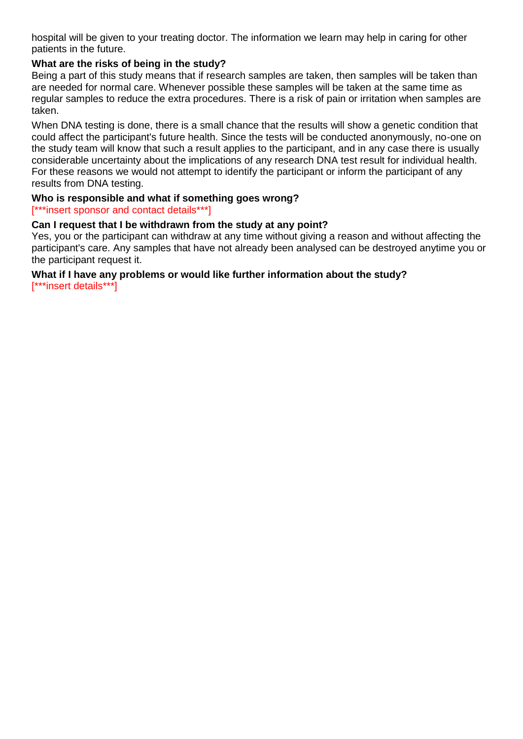hospital will be given to your treating doctor. The information we learn may help in caring for other patients in the future.

**What are the risks of being in the study?**

Being a part of this study means that if research samples are taken, then samples will be taken than are needed for normal care. Whenever possible these samples will be taken at the same time as regular samples to reduce the extra procedures. There is a risk of pain or irritation when samples are taken.

When DNA testing is done, there is a small chance that the results will show a genetic condition that could affect the participant's future health. Since the tests will be conducted anonymously, no-one on the study team will know that such a result applies to the participant, and in any case there is usually considerable uncertainty about the implications of any research DNA test result for individual health. For these reasons we would not attempt to identify the participant or inform the participant of any results from DNA testing.

**Who is responsible and what if something goes wrong?**

[***insert sponsor and contact details***]

**Can I request that I be withdrawn from the study at any point?**

Yes, you or the participant can withdraw at any time without giving a reason and without affecting the participant's care. Any samples that have not already been analysed can be destroyed anytime you or the participant request it.

**What if I have any problems or would like further information about the study?**

[***insert details***]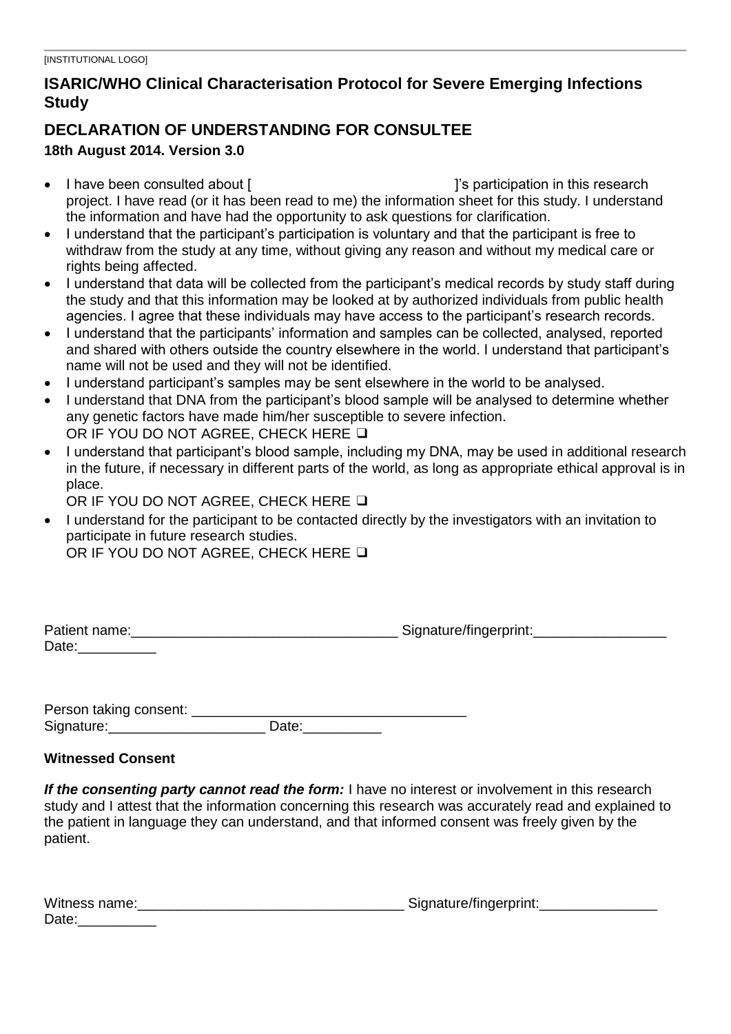[INSTITUTIONAL LOGO]

## ISARIC/WHO Clinical Characterisation Protocol for Severe Emerging Infections Study

## DECLARATION OF UNDERSTANDING FOR CONSULTEE

**18th August 2014. Version 3.0**

- I have been consulted about [                                        ]'s participation in this research project. I have read (or it has been read to me) the information sheet for this study. I understand the information and have had the opportunity to ask questions for clarification.
- I understand that the participant's participation is voluntary and that the participant is free to withdraw from the study at any time, without giving any reason and without my medical care or rights being affected.
- I understand that data will be collected from the participant's medical records by study staff during the study and that this information may be looked at by authorized individuals from public health agencies. I agree that these individuals may have access to the participant's research records.
- I understand that the participants' information and samples can be collected, analysed, reported and shared with others outside the country elsewhere in the world. I understand that participant's name will not be used and they will not be identified.
- I understand participant's samples may be sent elsewhere in the world to be analysed.
- I understand that DNA from the participant's blood sample will be analysed to determine whether any genetic factors have made him/her susceptible to severe infection.
  OR IF YOU DO NOT AGREE, CHECK HERE ❑
- I understand that participant's blood sample, including my DNA, may be used in additional research in the future, if necessary in different parts of the world, as long as appropriate ethical approval is in place.
  OR IF YOU DO NOT AGREE, CHECK HERE ❑
- I understand for the participant to be contacted directly by the investigators with an invitation to participate in future research studies.
  OR IF YOU DO NOT AGREE, CHECK HERE ❑

Patient name:_________________________________ Signature/fingerprint:_________________
Date:__________

Person taking consent: __________________________________
Signature:____________________ Date:__________

**Witnessed Consent**

***If the consenting party cannot read the form:*** I have no interest or involvement in this research study and I attest that the information concerning this research was accurately read and explained to the patient in language they can understand, and that informed consent was freely given by the patient.

Witness name:_________________________________ Signature/fingerprint:_______________
Date:__________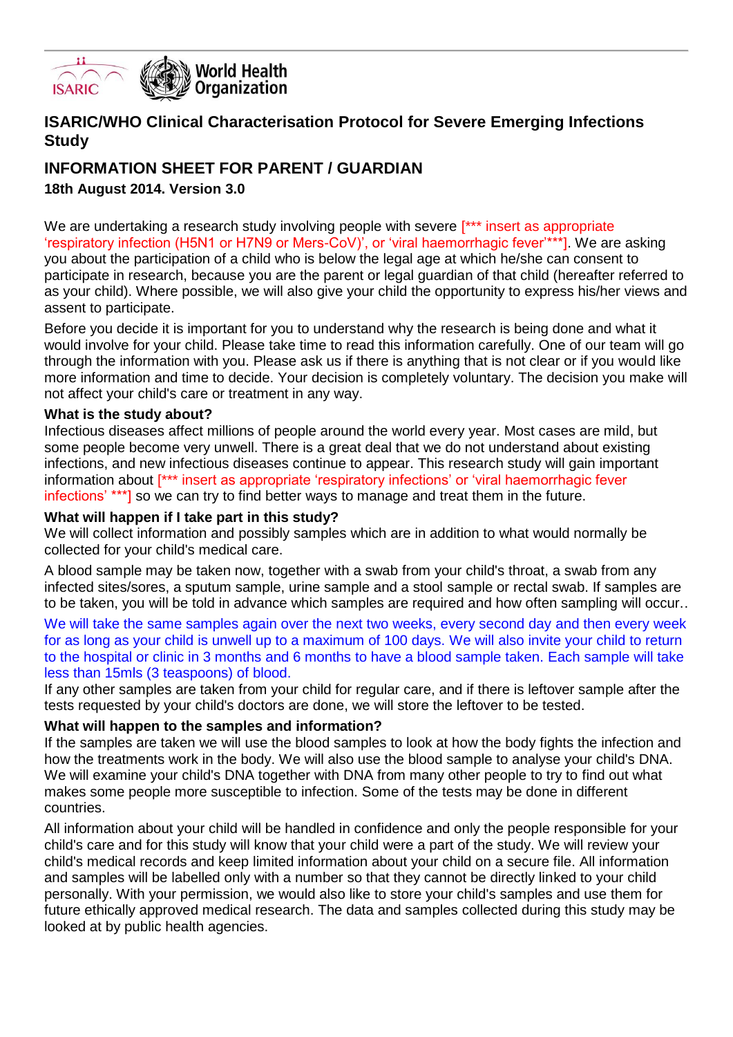# ISARIC/WHO Clinical Characterisation Protocol for Severe Emerging Infections Study

## INFORMATION SHEET FOR PARENT / GUARDIAN

**18th August 2014. Version 3.0**

We are undertaking a research study involving people with severe [*** insert as appropriate 'respiratory infection (H5N1 or H7N9 or Mers-CoV)', or 'viral haemorrhagic fever'***]. We are asking you about the participation of a child who is below the legal age at which he/she can consent to participate in research, because you are the parent or legal guardian of that child (hereafter referred to as your child). Where possible, we will also give your child the opportunity to express his/her views and assent to participate.

Before you decide it is important for you to understand why the research is being done and what it would involve for your child. Please take time to read this information carefully. One of our team will go through the information with you. Please ask us if there is anything that is not clear or if you would like more information and time to decide. Your decision is completely voluntary. The decision you make will not affect your child's care or treatment in any way.

**What is the study about?**

Infectious diseases affect millions of people around the world every year. Most cases are mild, but some people become very unwell. There is a great deal that we do not understand about existing infections, and new infectious diseases continue to appear. This research study will gain important information about [*** insert as appropriate 'respiratory infections' or 'viral haemorrhagic fever infections' ***] so we can try to find better ways to manage and treat them in the future.

**What will happen if I take part in this study?**

We will collect information and possibly samples which are in addition to what would normally be collected for your child's medical care.

A blood sample may be taken now, together with a swab from your child's throat, a swab from any infected sites/sores, a sputum sample, urine sample and a stool sample or rectal swab. If samples are to be taken, you will be told in advance which samples are required and how often sampling will occur..

We will take the same samples again over the next two weeks, every second day and then every week for as long as your child is unwell up to a maximum of 100 days. We will also invite your child to return to the hospital or clinic in 3 months and 6 months to have a blood sample taken. Each sample will take less than 15mls (3 teaspoons) of blood.

If any other samples are taken from your child for regular care, and if there is leftover sample after the tests requested by your child's doctors are done, we will store the leftover to be tested.

**What will happen to the samples and information?**

If the samples are taken we will use the blood samples to look at how the body fights the infection and how the treatments work in the body. We will also use the blood sample to analyse your child's DNA. We will examine your child's DNA together with DNA from many other people to try to find out what makes some people more susceptible to infection. Some of the tests may be done in different countries.

All information about your child will be handled in confidence and only the people responsible for your child's care and for this study will know that your child were a part of the study. We will review your child's medical records and keep limited information about your child on a secure file. All information and samples will be labelled only with a number so that they cannot be directly linked to your child personally. With your permission, we would also like to store your child's samples and use them for future ethically approved medical research. The data and samples collected during this study may be looked at by public health agencies.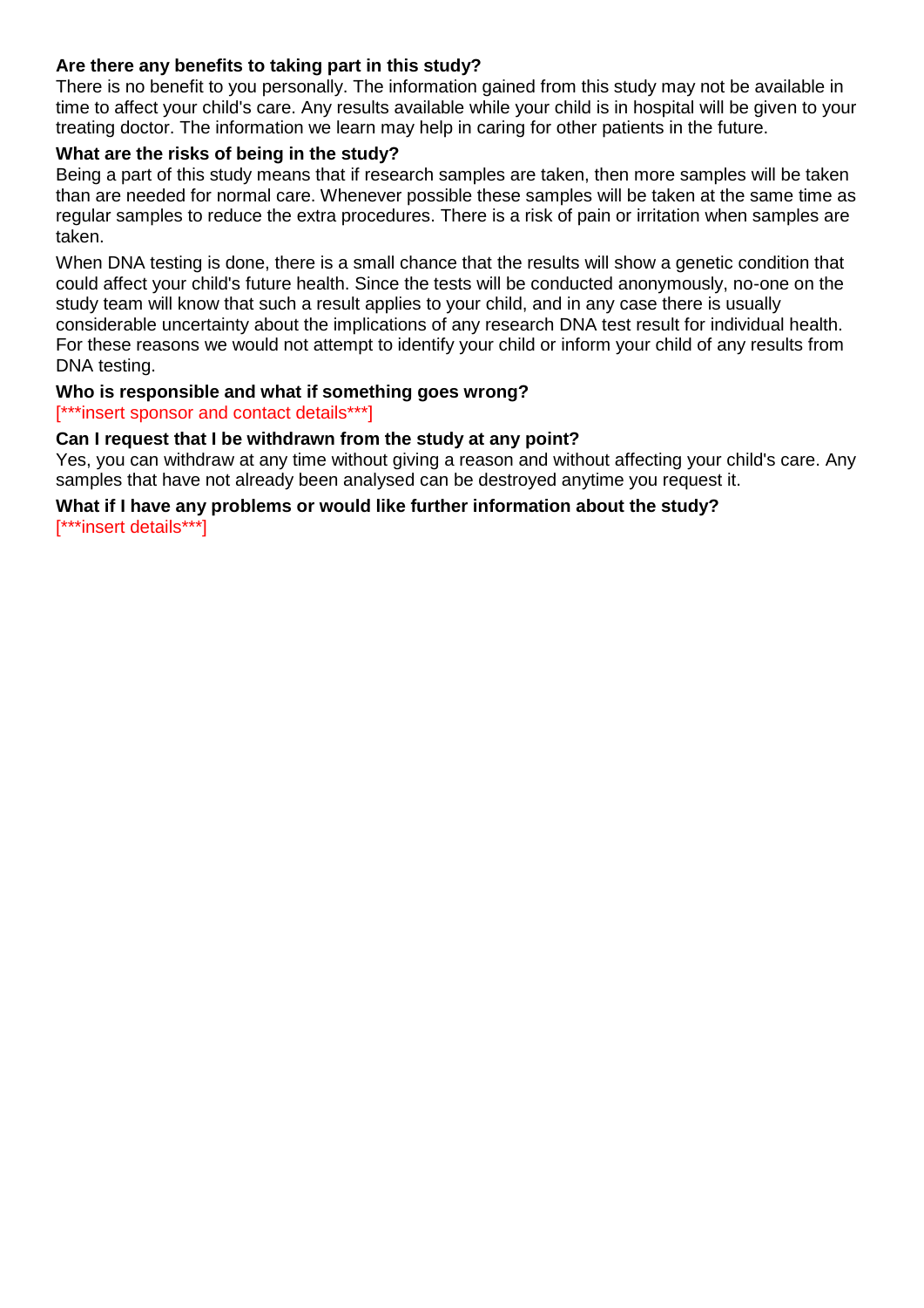**Are there any benefits to taking part in this study?**

There is no benefit to you personally. The information gained from this study may not be available in time to affect your child's care. Any results available while your child is in hospital will be given to your treating doctor. The information we learn may help in caring for other patients in the future.

**What are the risks of being in the study?**

Being a part of this study means that if research samples are taken, then more samples will be taken than are needed for normal care. Whenever possible these samples will be taken at the same time as regular samples to reduce the extra procedures. There is a risk of pain or irritation when samples are taken.

When DNA testing is done, there is a small chance that the results will show a genetic condition that could affect your child's future health. Since the tests will be conducted anonymously, no-one on the study team will know that such a result applies to your child, and in any case there is usually considerable uncertainty about the implications of any research DNA test result for individual health. For these reasons we would not attempt to identify your child or inform your child of any results from DNA testing.

**Who is responsible and what if something goes wrong?**

[***insert sponsor and contact details***]

**Can I request that I be withdrawn from the study at any point?**

Yes, you can withdraw at any time without giving a reason and without affecting your child's care. Any samples that have not already been analysed can be destroyed anytime you request it.

**What if I have any problems or would like further information about the study?**

[***insert details***]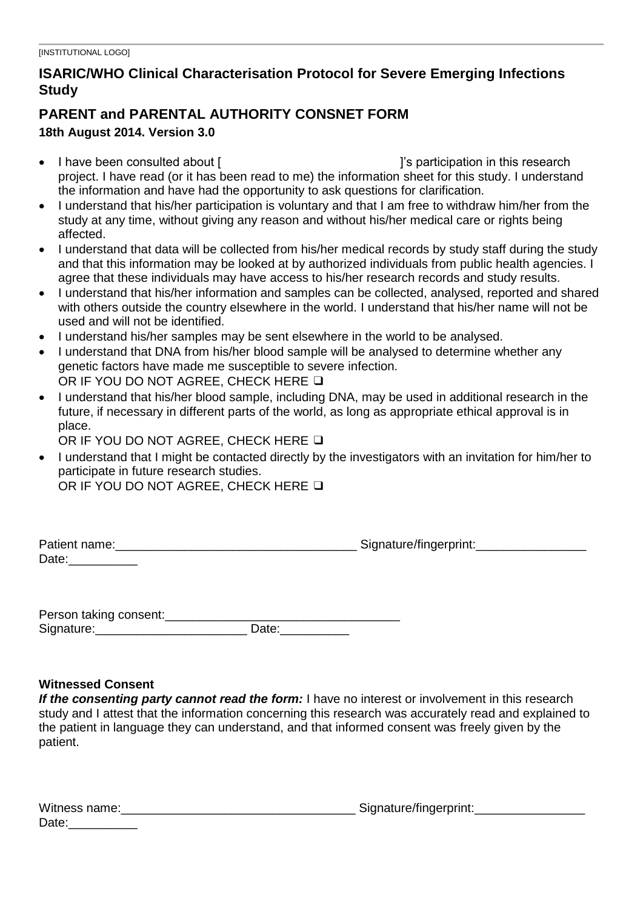[INSTITUTIONAL LOGO]

## ISARIC/WHO Clinical Characterisation Protocol for Severe Emerging Infections Study

## PARENT and PARENTAL AUTHORITY CONSNET FORM

### 18th August 2014. Version 3.0

- I have been consulted about [ ]'s participation in this research project. I have read (or it has been read to me) the information sheet for this study. I understand the information and have had the opportunity to ask questions for clarification.
- I understand that his/her participation is voluntary and that I am free to withdraw him/her from the study at any time, without giving any reason and without his/her medical care or rights being affected.
- I understand that data will be collected from his/her medical records by study staff during the study and that this information may be looked at by authorized individuals from public health agencies. I agree that these individuals may have access to his/her research records and study results.
- I understand that his/her information and samples can be collected, analysed, reported and shared with others outside the country elsewhere in the world. I understand that his/her name will not be used and will not be identified.
- I understand his/her samples may be sent elsewhere in the world to be analysed.
- I understand that DNA from his/her blood sample will be analysed to determine whether any genetic factors have made me susceptible to severe infection.
  OR IF YOU DO NOT AGREE, CHECK HERE ❑
- I understand that his/her blood sample, including DNA, may be used in additional research in the future, if necessary in different parts of the world, as long as appropriate ethical approval is in place.
  OR IF YOU DO NOT AGREE, CHECK HERE ❑
- I understand that I might be contacted directly by the investigators with an invitation for him/her to participate in future research studies.
  OR IF YOU DO NOT AGREE, CHECK HERE ❑

Patient name:__________________________________ Signature/fingerprint:________________
Date:__________

Person taking consent:__________________________________
Signature:_____________________ Date:__________

**Witnessed Consent**

***If the consenting party cannot read the form:*** I have no interest or involvement in this research study and I attest that the information concerning this research was accurately read and explained to the patient in language they can understand, and that informed consent was freely given by the patient.

Witness name:__________________________________ Signature/fingerprint:________________
Date:__________